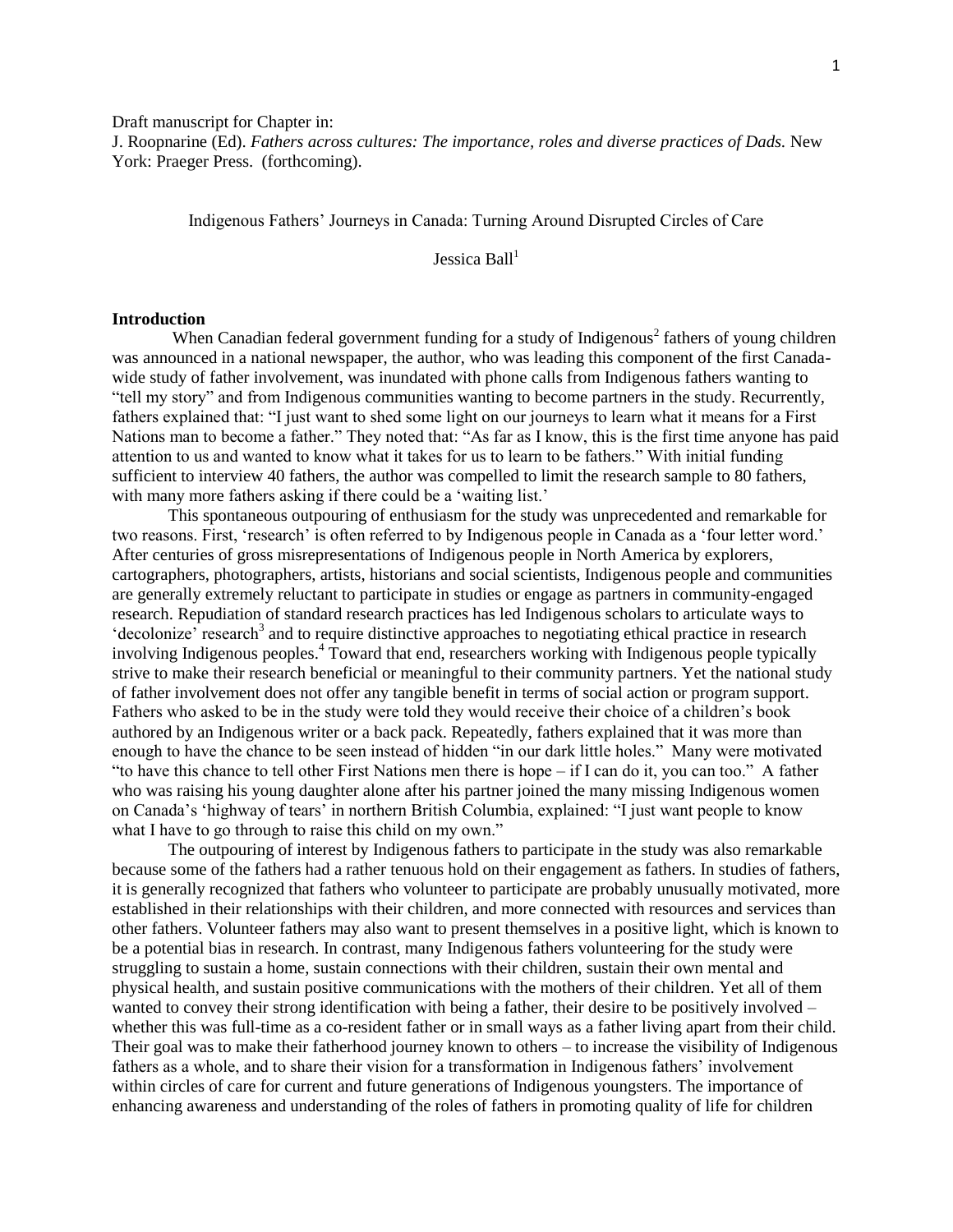Draft manuscript for Chapter in:
J. Roopnarine (Ed). *Fathers across cultures: The importance, roles and diverse practices of Dads.* New York: Praeger Press. (forthcoming).

Indigenous Fathers' Journeys in Canada: Turning Around Disrupted Circles of Care

Jessica Ball[1]

## Introduction

When Canadian federal government funding for a study of Indigenous[2] fathers of young children was announced in a national newspaper, the author, who was leading this component of the first Canada-wide study of father involvement, was inundated with phone calls from Indigenous fathers wanting to "tell my story" and from Indigenous communities wanting to become partners in the study. Recurrently, fathers explained that: "I just want to shed some light on our journeys to learn what it means for a First Nations man to become a father." They noted that: "As far as I know, this is the first time anyone has paid attention to us and wanted to know what it takes for us to learn to be fathers." With initial funding sufficient to interview 40 fathers, the author was compelled to limit the research sample to 80 fathers, with many more fathers asking if there could be a 'waiting list.'

This spontaneous outpouring of enthusiasm for the study was unprecedented and remarkable for two reasons. First, 'research' is often referred to by Indigenous people in Canada as a 'four letter word.' After centuries of gross misrepresentations of Indigenous people in North America by explorers, cartographers, photographers, artists, historians and social scientists, Indigenous people and communities are generally extremely reluctant to participate in studies or engage as partners in community-engaged research. Repudiation of standard research practices has led Indigenous scholars to articulate ways to 'decolonize' research[3] and to require distinctive approaches to negotiating ethical practice in research involving Indigenous peoples.[4] Toward that end, researchers working with Indigenous people typically strive to make their research beneficial or meaningful to their community partners. Yet the national study of father involvement does not offer any tangible benefit in terms of social action or program support. Fathers who asked to be in the study were told they would receive their choice of a children's book authored by an Indigenous writer or a back pack. Repeatedly, fathers explained that it was more than enough to have the chance to be seen instead of hidden "in our dark little holes." Many were motivated "to have this chance to tell other First Nations men there is hope – if I can do it, you can too." A father who was raising his young daughter alone after his partner joined the many missing Indigenous women on Canada's 'highway of tears' in northern British Columbia, explained: "I just want people to know what I have to go through to raise this child on my own."

The outpouring of interest by Indigenous fathers to participate in the study was also remarkable because some of the fathers had a rather tenuous hold on their engagement as fathers. In studies of fathers, it is generally recognized that fathers who volunteer to participate are probably unusually motivated, more established in their relationships with their children, and more connected with resources and services than other fathers. Volunteer fathers may also want to present themselves in a positive light, which is known to be a potential bias in research. In contrast, many Indigenous fathers volunteering for the study were struggling to sustain a home, sustain connections with their children, sustain their own mental and physical health, and sustain positive communications with the mothers of their children. Yet all of them wanted to convey their strong identification with being a father, their desire to be positively involved – whether this was full-time as a co-resident father or in small ways as a father living apart from their child. Their goal was to make their fatherhood journey known to others – to increase the visibility of Indigenous fathers as a whole, and to share their vision for a transformation in Indigenous fathers' involvement within circles of care for current and future generations of Indigenous youngsters. The importance of enhancing awareness and understanding of the roles of fathers in promoting quality of life for children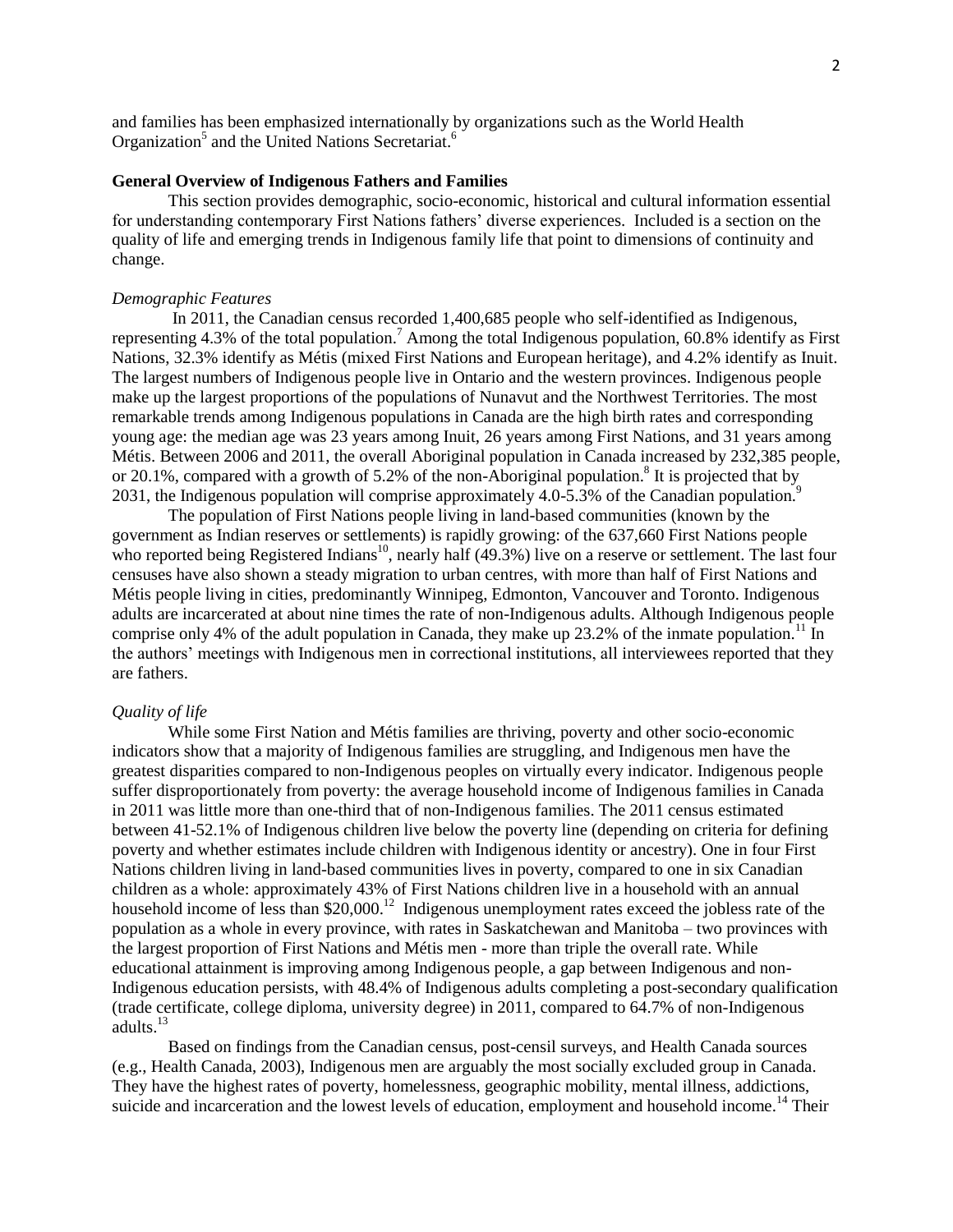and families has been emphasized internationally by organizations such as the World Health Organization[5] and the United Nations Secretariat.[6]

**General Overview of Indigenous Fathers and Families**

This section provides demographic, socio-economic, historical and cultural information essential for understanding contemporary First Nations fathers' diverse experiences. Included is a section on the quality of life and emerging trends in Indigenous family life that point to dimensions of continuity and change.

*Demographic Features*

In 2011, the Canadian census recorded 1,400,685 people who self-identified as Indigenous, representing 4.3% of the total population.[7] Among the total Indigenous population, 60.8% identify as First Nations, 32.3% identify as Métis (mixed First Nations and European heritage), and 4.2% identify as Inuit. The largest numbers of Indigenous people live in Ontario and the western provinces. Indigenous people make up the largest proportions of the populations of Nunavut and the Northwest Territories. The most remarkable trends among Indigenous populations in Canada are the high birth rates and corresponding young age: the median age was 23 years among Inuit, 26 years among First Nations, and 31 years among Métis. Between 2006 and 2011, the overall Aboriginal population in Canada increased by 232,385 people, or 20.1%, compared with a growth of 5.2% of the non-Aboriginal population.[8] It is projected that by 2031, the Indigenous population will comprise approximately 4.0-5.3% of the Canadian population.[9]

The population of First Nations people living in land-based communities (known by the government as Indian reserves or settlements) is rapidly growing: of the 637,660 First Nations people who reported being Registered Indians[10], nearly half (49.3%) live on a reserve or settlement. The last four censuses have also shown a steady migration to urban centres, with more than half of First Nations and Métis people living in cities, predominantly Winnipeg, Edmonton, Vancouver and Toronto. Indigenous adults are incarcerated at about nine times the rate of non-Indigenous adults. Although Indigenous people comprise only 4% of the adult population in Canada, they make up 23.2% of the inmate population.[11] In the authors' meetings with Indigenous men in correctional institutions, all interviewees reported that they are fathers.

*Quality of life*

While some First Nation and Métis families are thriving, poverty and other socio-economic indicators show that a majority of Indigenous families are struggling, and Indigenous men have the greatest disparities compared to non-Indigenous peoples on virtually every indicator. Indigenous people suffer disproportionately from poverty: the average household income of Indigenous families in Canada in 2011 was little more than one-third that of non-Indigenous families. The 2011 census estimated between 41-52.1% of Indigenous children live below the poverty line (depending on criteria for defining poverty and whether estimates include children with Indigenous identity or ancestry). One in four First Nations children living in land-based communities lives in poverty, compared to one in six Canadian children as a whole: approximately 43% of First Nations children live in a household with an annual household income of less than $20,000.[12] Indigenous unemployment rates exceed the jobless rate of the population as a whole in every province, with rates in Saskatchewan and Manitoba – two provinces with the largest proportion of First Nations and Métis men - more than triple the overall rate. While educational attainment is improving among Indigenous people, a gap between Indigenous and non-Indigenous education persists, with 48.4% of Indigenous adults completing a post-secondary qualification (trade certificate, college diploma, university degree) in 2011, compared to 64.7% of non-Indigenous adults.[13]

Based on findings from the Canadian census, post-censil surveys, and Health Canada sources (e.g., Health Canada, 2003), Indigenous men are arguably the most socially excluded group in Canada. They have the highest rates of poverty, homelessness, geographic mobility, mental illness, addictions, suicide and incarceration and the lowest levels of education, employment and household income.[14] Their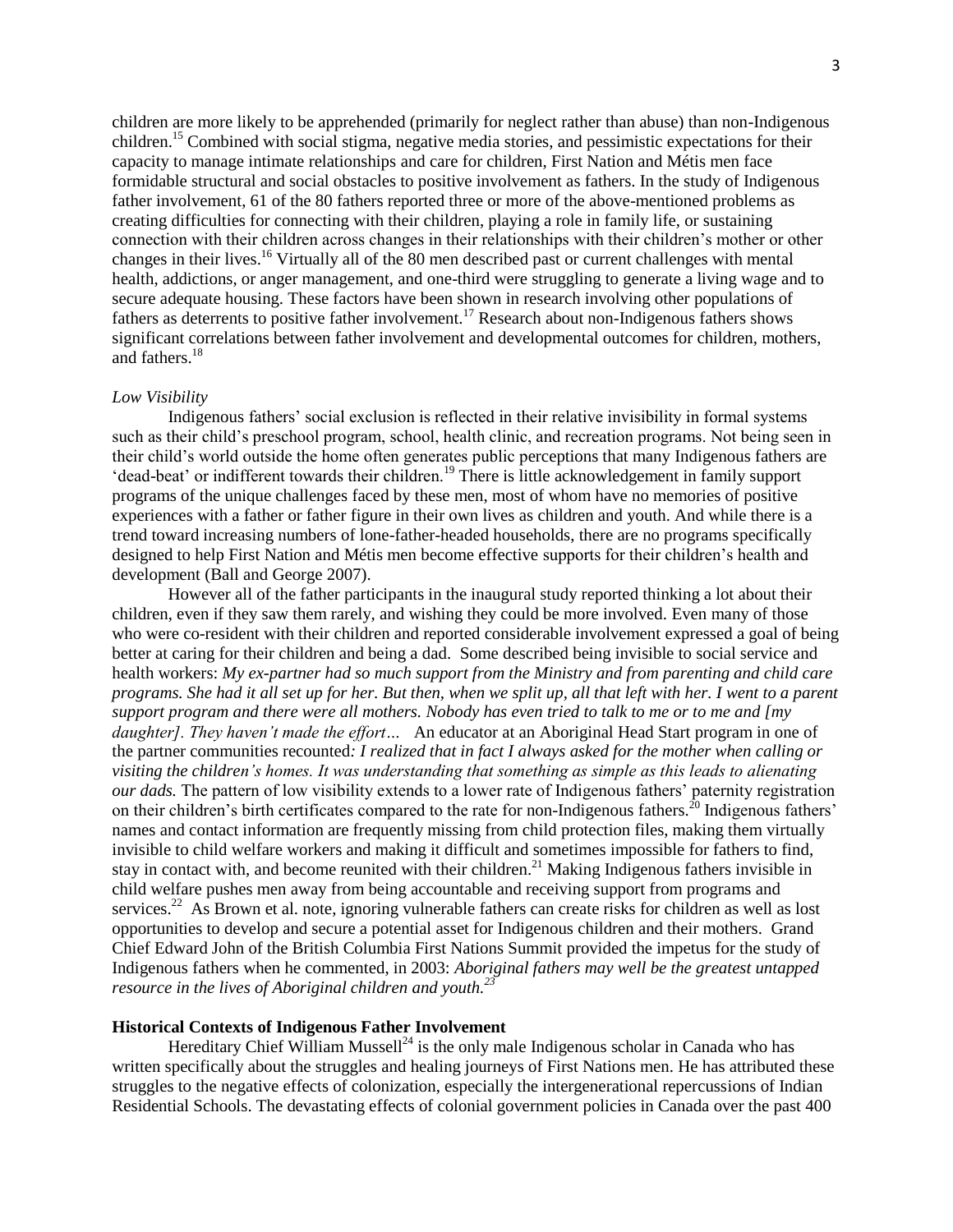children are more likely to be apprehended (primarily for neglect rather than abuse) than non-Indigenous children.[15] Combined with social stigma, negative media stories, and pessimistic expectations for their capacity to manage intimate relationships and care for children, First Nation and Métis men face formidable structural and social obstacles to positive involvement as fathers. In the study of Indigenous father involvement, 61 of the 80 fathers reported three or more of the above-mentioned problems as creating difficulties for connecting with their children, playing a role in family life, or sustaining connection with their children across changes in their relationships with their children's mother or other changes in their lives.[16] Virtually all of the 80 men described past or current challenges with mental health, addictions, or anger management, and one-third were struggling to generate a living wage and to secure adequate housing. These factors have been shown in research involving other populations of fathers as deterrents to positive father involvement.[17] Research about non-Indigenous fathers shows significant correlations between father involvement and developmental outcomes for children, mothers, and fathers.[18]

*Low Visibility*

Indigenous fathers' social exclusion is reflected in their relative invisibility in formal systems such as their child's preschool program, school, health clinic, and recreation programs. Not being seen in their child's world outside the home often generates public perceptions that many Indigenous fathers are 'dead-beat' or indifferent towards their children.[19] There is little acknowledgement in family support programs of the unique challenges faced by these men, most of whom have no memories of positive experiences with a father or father figure in their own lives as children and youth. And while there is a trend toward increasing numbers of lone-father-headed households, there are no programs specifically designed to help First Nation and Métis men become effective supports for their children's health and development (Ball and George 2007).

However all of the father participants in the inaugural study reported thinking a lot about their children, even if they saw them rarely, and wishing they could be more involved. Even many of those who were co-resident with their children and reported considerable involvement expressed a goal of being better at caring for their children and being a dad. Some described being invisible to social service and health workers: *My ex-partner had so much support from the Ministry and from parenting and child care programs. She had it all set up for her. But then, when we split up, all that left with her. I went to a parent support program and there were all mothers. Nobody has even tried to talk to me or to me and [my daughter]. They haven't made the effort…* An educator at an Aboriginal Head Start program in one of the partner communities recounted*: I realized that in fact I always asked for the mother when calling or visiting the children's homes. It was understanding that something as simple as this leads to alienating our dads.* The pattern of low visibility extends to a lower rate of Indigenous fathers' paternity registration on their children's birth certificates compared to the rate for non-Indigenous fathers.[20] Indigenous fathers' names and contact information are frequently missing from child protection files, making them virtually invisible to child welfare workers and making it difficult and sometimes impossible for fathers to find, stay in contact with, and become reunited with their children.[21] Making Indigenous fathers invisible in child welfare pushes men away from being accountable and receiving support from programs and services.[22] As Brown et al. note, ignoring vulnerable fathers can create risks for children as well as lost opportunities to develop and secure a potential asset for Indigenous children and their mothers. Grand Chief Edward John of the British Columbia First Nations Summit provided the impetus for the study of Indigenous fathers when he commented, in 2003: *Aboriginal fathers may well be the greatest untapped resource in the lives of Aboriginal children and youth.*[23]

## Historical Contexts of Indigenous Father Involvement

Hereditary Chief William Mussell[24] is the only male Indigenous scholar in Canada who has written specifically about the struggles and healing journeys of First Nations men. He has attributed these struggles to the negative effects of colonization, especially the intergenerational repercussions of Indian Residential Schools. The devastating effects of colonial government policies in Canada over the past 400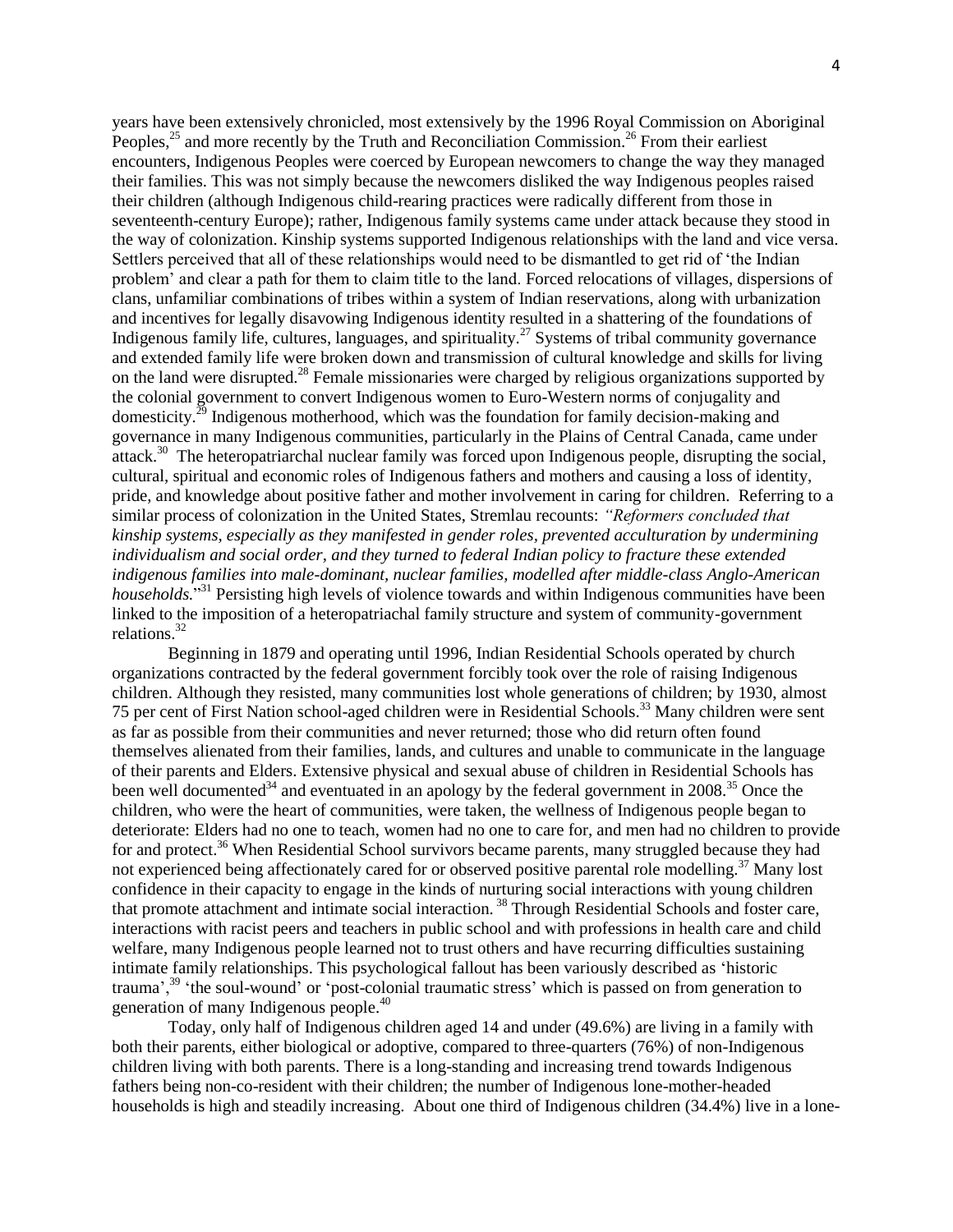years have been extensively chronicled, most extensively by the 1996 Royal Commission on Aboriginal Peoples,[25] and more recently by the Truth and Reconciliation Commission.[26] From their earliest encounters, Indigenous Peoples were coerced by European newcomers to change the way they managed their families. This was not simply because the newcomers disliked the way Indigenous peoples raised their children (although Indigenous child-rearing practices were radically different from those in seventeenth-century Europe); rather, Indigenous family systems came under attack because they stood in the way of colonization. Kinship systems supported Indigenous relationships with the land and vice versa. Settlers perceived that all of these relationships would need to be dismantled to get rid of 'the Indian problem' and clear a path for them to claim title to the land. Forced relocations of villages, dispersions of clans, unfamiliar combinations of tribes within a system of Indian reservations, along with urbanization and incentives for legally disavowing Indigenous identity resulted in a shattering of the foundations of Indigenous family life, cultures, languages, and spirituality.[27] Systems of tribal community governance and extended family life were broken down and transmission of cultural knowledge and skills for living on the land were disrupted.[28] Female missionaries were charged by religious organizations supported by the colonial government to convert Indigenous women to Euro-Western norms of conjugality and domesticity.[29] Indigenous motherhood, which was the foundation for family decision-making and governance in many Indigenous communities, particularly in the Plains of Central Canada, came under attack.[30] The heteropatriarchal nuclear family was forced upon Indigenous people, disrupting the social, cultural, spiritual and economic roles of Indigenous fathers and mothers and causing a loss of identity, pride, and knowledge about positive father and mother involvement in caring for children. Referring to a similar process of colonization in the United States, Stremlau recounts: *"Reformers concluded that kinship systems, especially as they manifested in gender roles, prevented acculturation by undermining individualism and social order, and they turned to federal Indian policy to fracture these extended indigenous families into male-dominant, nuclear families, modelled after middle-class Anglo-American households."*[31] Persisting high levels of violence towards and within Indigenous communities have been linked to the imposition of a heteropatriachal family structure and system of community-government relations.[32]

Beginning in 1879 and operating until 1996, Indian Residential Schools operated by church organizations contracted by the federal government forcibly took over the role of raising Indigenous children. Although they resisted, many communities lost whole generations of children; by 1930, almost 75 per cent of First Nation school-aged children were in Residential Schools.[33] Many children were sent as far as possible from their communities and never returned; those who did return often found themselves alienated from their families, lands, and cultures and unable to communicate in the language of their parents and Elders. Extensive physical and sexual abuse of children in Residential Schools has been well documented[34] and eventuated in an apology by the federal government in 2008.[35] Once the children, who were the heart of communities, were taken, the wellness of Indigenous people began to deteriorate: Elders had no one to teach, women had no one to care for, and men had no children to provide for and protect.[36] When Residential School survivors became parents, many struggled because they had not experienced being affectionately cared for or observed positive parental role modelling.[37] Many lost confidence in their capacity to engage in the kinds of nurturing social interactions with young children that promote attachment and intimate social interaction.[38] Through Residential Schools and foster care, interactions with racist peers and teachers in public school and with professions in health care and child welfare, many Indigenous people learned not to trust others and have recurring difficulties sustaining intimate family relationships. This psychological fallout has been variously described as 'historic trauma',[39] 'the soul-wound' or 'post-colonial traumatic stress' which is passed on from generation to generation of many Indigenous people.[40]

Today, only half of Indigenous children aged 14 and under (49.6%) are living in a family with both their parents, either biological or adoptive, compared to three-quarters (76%) of non-Indigenous children living with both parents. There is a long-standing and increasing trend towards Indigenous fathers being non-co-resident with their children; the number of Indigenous lone-mother-headed households is high and steadily increasing. About one third of Indigenous children (34.4%) live in a lone-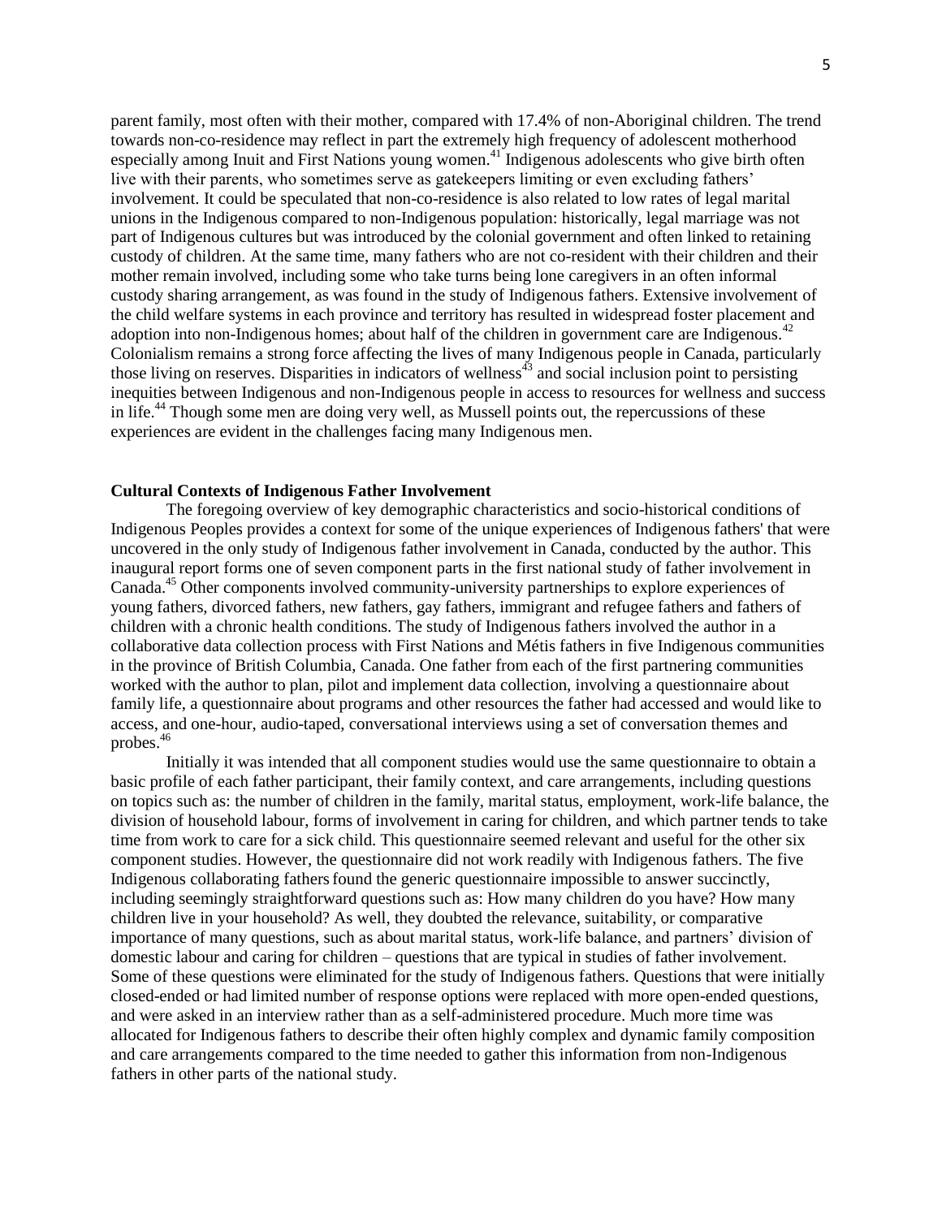parent family, most often with their mother, compared with 17.4% of non-Aboriginal children. The trend towards non-co-residence may reflect in part the extremely high frequency of adolescent motherhood especially among Inuit and First Nations young women.[41] Indigenous adolescents who give birth often live with their parents, who sometimes serve as gatekeepers limiting or even excluding fathers' involvement. It could be speculated that non-co-residence is also related to low rates of legal marital unions in the Indigenous compared to non-Indigenous population: historically, legal marriage was not part of Indigenous cultures but was introduced by the colonial government and often linked to retaining custody of children. At the same time, many fathers who are not co-resident with their children and their mother remain involved, including some who take turns being lone caregivers in an often informal custody sharing arrangement, as was found in the study of Indigenous fathers. Extensive involvement of the child welfare systems in each province and territory has resulted in widespread foster placement and adoption into non-Indigenous homes; about half of the children in government care are Indigenous.[42] Colonialism remains a strong force affecting the lives of many Indigenous people in Canada, particularly those living on reserves. Disparities in indicators of wellness[43] and social inclusion point to persisting inequities between Indigenous and non-Indigenous people in access to resources for wellness and success in life.[44] Though some men are doing very well, as Mussell points out, the repercussions of these experiences are evident in the challenges facing many Indigenous men.

**Cultural Contexts of Indigenous Father Involvement**

The foregoing overview of key demographic characteristics and socio-historical conditions of Indigenous Peoples provides a context for some of the unique experiences of Indigenous fathers' that were uncovered in the only study of Indigenous father involvement in Canada, conducted by the author. This inaugural report forms one of seven component parts in the first national study of father involvement in Canada.[45] Other components involved community-university partnerships to explore experiences of young fathers, divorced fathers, new fathers, gay fathers, immigrant and refugee fathers and fathers of children with a chronic health conditions. The study of Indigenous fathers involved the author in a collaborative data collection process with First Nations and Métis fathers in five Indigenous communities in the province of British Columbia, Canada. One father from each of the first partnering communities worked with the author to plan, pilot and implement data collection, involving a questionnaire about family life, a questionnaire about programs and other resources the father had accessed and would like to access, and one-hour, audio-taped, conversational interviews using a set of conversation themes and probes.[46]

Initially it was intended that all component studies would use the same questionnaire to obtain a basic profile of each father participant, their family context, and care arrangements, including questions on topics such as: the number of children in the family, marital status, employment, work-life balance, the division of household labour, forms of involvement in caring for children, and which partner tends to take time from work to care for a sick child. This questionnaire seemed relevant and useful for the other six component studies. However, the questionnaire did not work readily with Indigenous fathers. The five Indigenous collaborating fathers found the generic questionnaire impossible to answer succinctly, including seemingly straightforward questions such as: How many children do you have? How many children live in your household? As well, they doubted the relevance, suitability, or comparative importance of many questions, such as about marital status, work-life balance, and partners' division of domestic labour and caring for children – questions that are typical in studies of father involvement. Some of these questions were eliminated for the study of Indigenous fathers. Questions that were initially closed-ended or had limited number of response options were replaced with more open-ended questions, and were asked in an interview rather than as a self-administered procedure. Much more time was allocated for Indigenous fathers to describe their often highly complex and dynamic family composition and care arrangements compared to the time needed to gather this information from non-Indigenous fathers in other parts of the national study.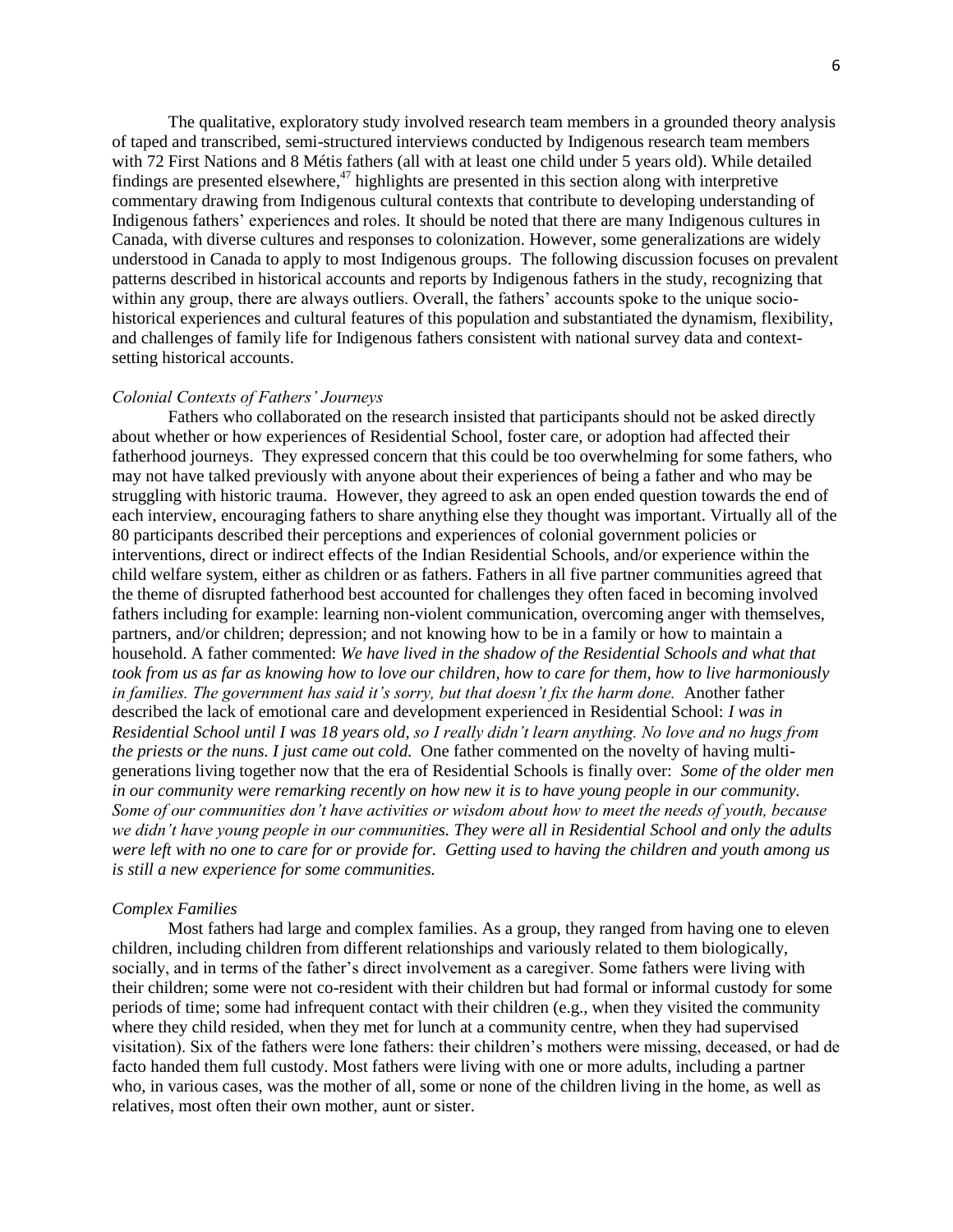The qualitative, exploratory study involved research team members in a grounded theory analysis of taped and transcribed, semi-structured interviews conducted by Indigenous research team members with 72 First Nations and 8 Métis fathers (all with at least one child under 5 years old). While detailed findings are presented elsewhere,[47] highlights are presented in this section along with interpretive commentary drawing from Indigenous cultural contexts that contribute to developing understanding of Indigenous fathers' experiences and roles. It should be noted that there are many Indigenous cultures in Canada, with diverse cultures and responses to colonization. However, some generalizations are widely understood in Canada to apply to most Indigenous groups. The following discussion focuses on prevalent patterns described in historical accounts and reports by Indigenous fathers in the study, recognizing that within any group, there are always outliers. Overall, the fathers' accounts spoke to the unique socio-historical experiences and cultural features of this population and substantiated the dynamism, flexibility, and challenges of family life for Indigenous fathers consistent with national survey data and context-setting historical accounts.

### *Colonial Contexts of Fathers' Journeys*

Fathers who collaborated on the research insisted that participants should not be asked directly about whether or how experiences of Residential School, foster care, or adoption had affected their fatherhood journeys. They expressed concern that this could be too overwhelming for some fathers, who may not have talked previously with anyone about their experiences of being a father and who may be struggling with historic trauma. However, they agreed to ask an open ended question towards the end of each interview, encouraging fathers to share anything else they thought was important. Virtually all of the 80 participants described their perceptions and experiences of colonial government policies or interventions, direct or indirect effects of the Indian Residential Schools, and/or experience within the child welfare system, either as children or as fathers. Fathers in all five partner communities agreed that the theme of disrupted fatherhood best accounted for challenges they often faced in becoming involved fathers including for example: learning non-violent communication, overcoming anger with themselves, partners, and/or children; depression; and not knowing how to be in a family or how to maintain a household. A father commented: *We have lived in the shadow of the Residential Schools and what that took from us as far as knowing how to love our children, how to care for them, how to live harmoniously in families. The government has said it's sorry, but that doesn't fix the harm done.* Another father described the lack of emotional care and development experienced in Residential School: *I was in Residential School until I was 18 years old, so I really didn't learn anything. No love and no hugs from the priests or the nuns. I just came out cold.* One father commented on the novelty of having multi-generations living together now that the era of Residential Schools is finally over: *Some of the older men in our community were remarking recently on how new it is to have young people in our community. Some of our communities don't have activities or wisdom about how to meet the needs of youth, because we didn't have young people in our communities. They were all in Residential School and only the adults were left with no one to care for or provide for. Getting used to having the children and youth among us is still a new experience for some communities.*

### *Complex Families*

Most fathers had large and complex families. As a group, they ranged from having one to eleven children, including children from different relationships and variously related to them biologically, socially, and in terms of the father's direct involvement as a caregiver. Some fathers were living with their children; some were not co-resident with their children but had formal or informal custody for some periods of time; some had infrequent contact with their children (e.g., when they visited the community where they child resided, when they met for lunch at a community centre, when they had supervised visitation). Six of the fathers were lone fathers: their children's mothers were missing, deceased, or had de facto handed them full custody. Most fathers were living with one or more adults, including a partner who, in various cases, was the mother of all, some or none of the children living in the home, as well as relatives, most often their own mother, aunt or sister.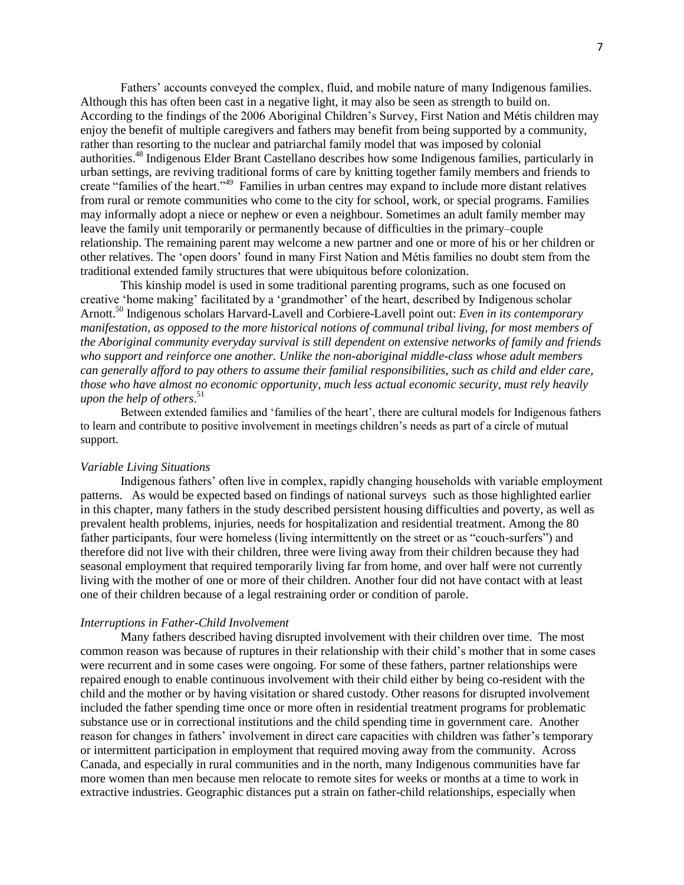Fathers' accounts conveyed the complex, fluid, and mobile nature of many Indigenous families. Although this has often been cast in a negative light, it may also be seen as strength to build on. According to the findings of the 2006 Aboriginal Children's Survey, First Nation and Métis children may enjoy the benefit of multiple caregivers and fathers may benefit from being supported by a community, rather than resorting to the nuclear and patriarchal family model that was imposed by colonial authorities.[48] Indigenous Elder Brant Castellano describes how some Indigenous families, particularly in urban settings, are reviving traditional forms of care by knitting together family members and friends to create "families of the heart."[49] Families in urban centres may expand to include more distant relatives from rural or remote communities who come to the city for school, work, or special programs. Families may informally adopt a niece or nephew or even a neighbour. Sometimes an adult family member may leave the family unit temporarily or permanently because of difficulties in the primary–couple relationship. The remaining parent may welcome a new partner and one or more of his or her children or other relatives. The 'open doors' found in many First Nation and Métis families no doubt stem from the traditional extended family structures that were ubiquitous before colonization.

This kinship model is used in some traditional parenting programs, such as one focused on creative 'home making' facilitated by a 'grandmother' of the heart, described by Indigenous scholar Arnott.[50] Indigenous scholars Harvard-Lavell and Corbiere-Lavell point out: *Even in its contemporary manifestation, as opposed to the more historical notions of communal tribal living, for most members of the Aboriginal community everyday survival is still dependent on extensive networks of family and friends who support and reinforce one another. Unlike the non-aboriginal middle-class whose adult members can generally afford to pay others to assume their familial responsibilities, such as child and elder care, those who have almost no economic opportunity, much less actual economic security, must rely heavily upon the help of others*.[51]

Between extended families and 'families of the heart', there are cultural models for Indigenous fathers to learn and contribute to positive involvement in meetings children's needs as part of a circle of mutual support.

*Variable Living Situations*

Indigenous fathers' often live in complex, rapidly changing households with variable employment patterns. As would be expected based on findings of national surveys such as those highlighted earlier in this chapter, many fathers in the study described persistent housing difficulties and poverty, as well as prevalent health problems, injuries, needs for hospitalization and residential treatment. Among the 80 father participants, four were homeless (living intermittently on the street or as "couch-surfers") and therefore did not live with their children, three were living away from their children because they had seasonal employment that required temporarily living far from home, and over half were not currently living with the mother of one or more of their children. Another four did not have contact with at least one of their children because of a legal restraining order or condition of parole.

*Interruptions in Father-Child Involvement*

Many fathers described having disrupted involvement with their children over time. The most common reason was because of ruptures in their relationship with their child's mother that in some cases were recurrent and in some cases were ongoing. For some of these fathers, partner relationships were repaired enough to enable continuous involvement with their child either by being co-resident with the child and the mother or by having visitation or shared custody. Other reasons for disrupted involvement included the father spending time once or more often in residential treatment programs for problematic substance use or in correctional institutions and the child spending time in government care. Another reason for changes in fathers' involvement in direct care capacities with children was father's temporary or intermittent participation in employment that required moving away from the community. Across Canada, and especially in rural communities and in the north, many Indigenous communities have far more women than men because men relocate to remote sites for weeks or months at a time to work in extractive industries. Geographic distances put a strain on father-child relationships, especially when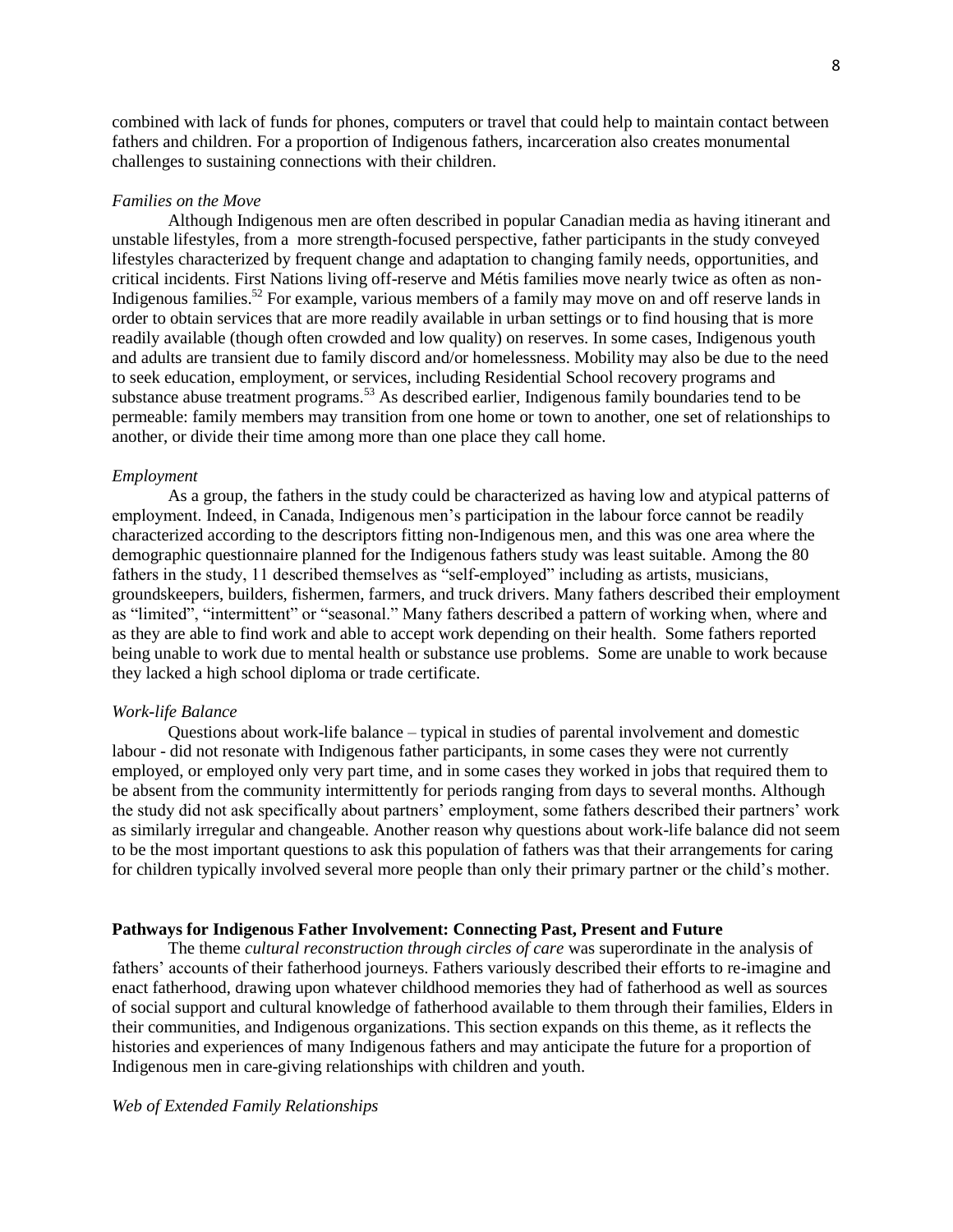combined with lack of funds for phones, computers or travel that could help to maintain contact between fathers and children. For a proportion of Indigenous fathers, incarceration also creates monumental challenges to sustaining connections with their children.

*Families on the Move*

Although Indigenous men are often described in popular Canadian media as having itinerant and unstable lifestyles, from a more strength-focused perspective, father participants in the study conveyed lifestyles characterized by frequent change and adaptation to changing family needs, opportunities, and critical incidents. First Nations living off-reserve and Métis families move nearly twice as often as non-Indigenous families.[52] For example, various members of a family may move on and off reserve lands in order to obtain services that are more readily available in urban settings or to find housing that is more readily available (though often crowded and low quality) on reserves. In some cases, Indigenous youth and adults are transient due to family discord and/or homelessness. Mobility may also be due to the need to seek education, employment, or services, including Residential School recovery programs and substance abuse treatment programs.[53] As described earlier, Indigenous family boundaries tend to be permeable: family members may transition from one home or town to another, one set of relationships to another, or divide their time among more than one place they call home.

*Employment*

As a group, the fathers in the study could be characterized as having low and atypical patterns of employment. Indeed, in Canada, Indigenous men's participation in the labour force cannot be readily characterized according to the descriptors fitting non-Indigenous men, and this was one area where the demographic questionnaire planned for the Indigenous fathers study was least suitable. Among the 80 fathers in the study, 11 described themselves as "self-employed" including as artists, musicians, groundskeepers, builders, fishermen, farmers, and truck drivers. Many fathers described their employment as "limited", "intermittent" or "seasonal." Many fathers described a pattern of working when, where and as they are able to find work and able to accept work depending on their health. Some fathers reported being unable to work due to mental health or substance use problems. Some are unable to work because they lacked a high school diploma or trade certificate.

*Work-life Balance*

Questions about work-life balance – typical in studies of parental involvement and domestic labour - did not resonate with Indigenous father participants, in some cases they were not currently employed, or employed only very part time, and in some cases they worked in jobs that required them to be absent from the community intermittently for periods ranging from days to several months. Although the study did not ask specifically about partners' employment, some fathers described their partners' work as similarly irregular and changeable. Another reason why questions about work-life balance did not seem to be the most important questions to ask this population of fathers was that their arrangements for caring for children typically involved several more people than only their primary partner or the child's mother.

**Pathways for Indigenous Father Involvement: Connecting Past, Present and Future**

The theme *cultural reconstruction through circles of care* was superordinate in the analysis of fathers' accounts of their fatherhood journeys. Fathers variously described their efforts to re-imagine and enact fatherhood, drawing upon whatever childhood memories they had of fatherhood as well as sources of social support and cultural knowledge of fatherhood available to them through their families, Elders in their communities, and Indigenous organizations. This section expands on this theme, as it reflects the histories and experiences of many Indigenous fathers and may anticipate the future for a proportion of Indigenous men in care-giving relationships with children and youth.

*Web of Extended Family Relationships*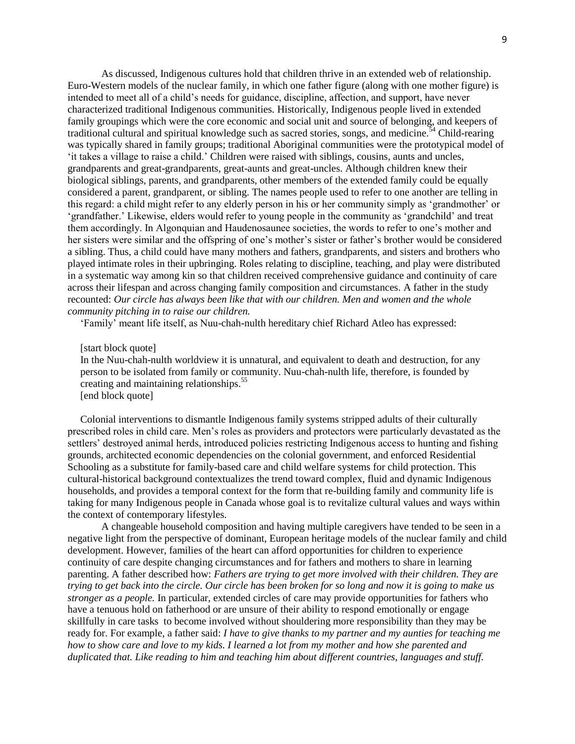As discussed, Indigenous cultures hold that children thrive in an extended web of relationship. Euro-Western models of the nuclear family, in which one father figure (along with one mother figure) is intended to meet all of a child's needs for guidance, discipline, affection, and support, have never characterized traditional Indigenous communities. Historically, Indigenous people lived in extended family groupings which were the core economic and social unit and source of belonging, and keepers of traditional cultural and spiritual knowledge such as sacred stories, songs, and medicine.[54] Child-rearing was typically shared in family groups; traditional Aboriginal communities were the prototypical model of 'it takes a village to raise a child.' Children were raised with siblings, cousins, aunts and uncles, grandparents and great-grandparents, great-aunts and great-uncles. Although children knew their biological siblings, parents, and grandparents, other members of the extended family could be equally considered a parent, grandparent, or sibling. The names people used to refer to one another are telling in this regard: a child might refer to any elderly person in his or her community simply as 'grandmother' or 'grandfather.' Likewise, elders would refer to young people in the community as 'grandchild' and treat them accordingly. In Algonquian and Haudenosaunee societies, the words to refer to one's mother and her sisters were similar and the offspring of one's mother's sister or father's brother would be considered a sibling. Thus, a child could have many mothers and fathers, grandparents, and sisters and brothers who played intimate roles in their upbringing. Roles relating to discipline, teaching, and play were distributed in a systematic way among kin so that children received comprehensive guidance and continuity of care across their lifespan and across changing family composition and circumstances. A father in the study recounted: *Our circle has always been like that with our children. Men and women and the whole community pitching in to raise our children.*

'Family' meant life itself, as Nuu-chah-nulth hereditary chief Richard Atleo has expressed:

[start block quote]

In the Nuu-chah-nulth worldview it is unnatural, and equivalent to death and destruction, for any person to be isolated from family or community. Nuu-chah-nulth life, therefore, is founded by creating and maintaining relationships.[55]

[end block quote]

Colonial interventions to dismantle Indigenous family systems stripped adults of their culturally prescribed roles in child care. Men's roles as providers and protectors were particularly devastated as the settlers' destroyed animal herds, introduced policies restricting Indigenous access to hunting and fishing grounds, architected economic dependencies on the colonial government, and enforced Residential Schooling as a substitute for family-based care and child welfare systems for child protection. This cultural-historical background contextualizes the trend toward complex, fluid and dynamic Indigenous households, and provides a temporal context for the form that re-building family and community life is taking for many Indigenous people in Canada whose goal is to revitalize cultural values and ways within the context of contemporary lifestyles.

A changeable household composition and having multiple caregivers have tended to be seen in a negative light from the perspective of dominant, European heritage models of the nuclear family and child development. However, families of the heart can afford opportunities for children to experience continuity of care despite changing circumstances and for fathers and mothers to share in learning parenting. A father described how: *Fathers are trying to get more involved with their children. They are trying to get back into the circle. Our circle has been broken for so long and now it is going to make us stronger as a people.* In particular, extended circles of care may provide opportunities for fathers who have a tenuous hold on fatherhood or are unsure of their ability to respond emotionally or engage skillfully in care tasks to become involved without shouldering more responsibility than they may be ready for. For example, a father said: *I have to give thanks to my partner and my aunties for teaching me how to show care and love to my kids. I learned a lot from my mother and how she parented and duplicated that. Like reading to him and teaching him about different countries, languages and stuff.*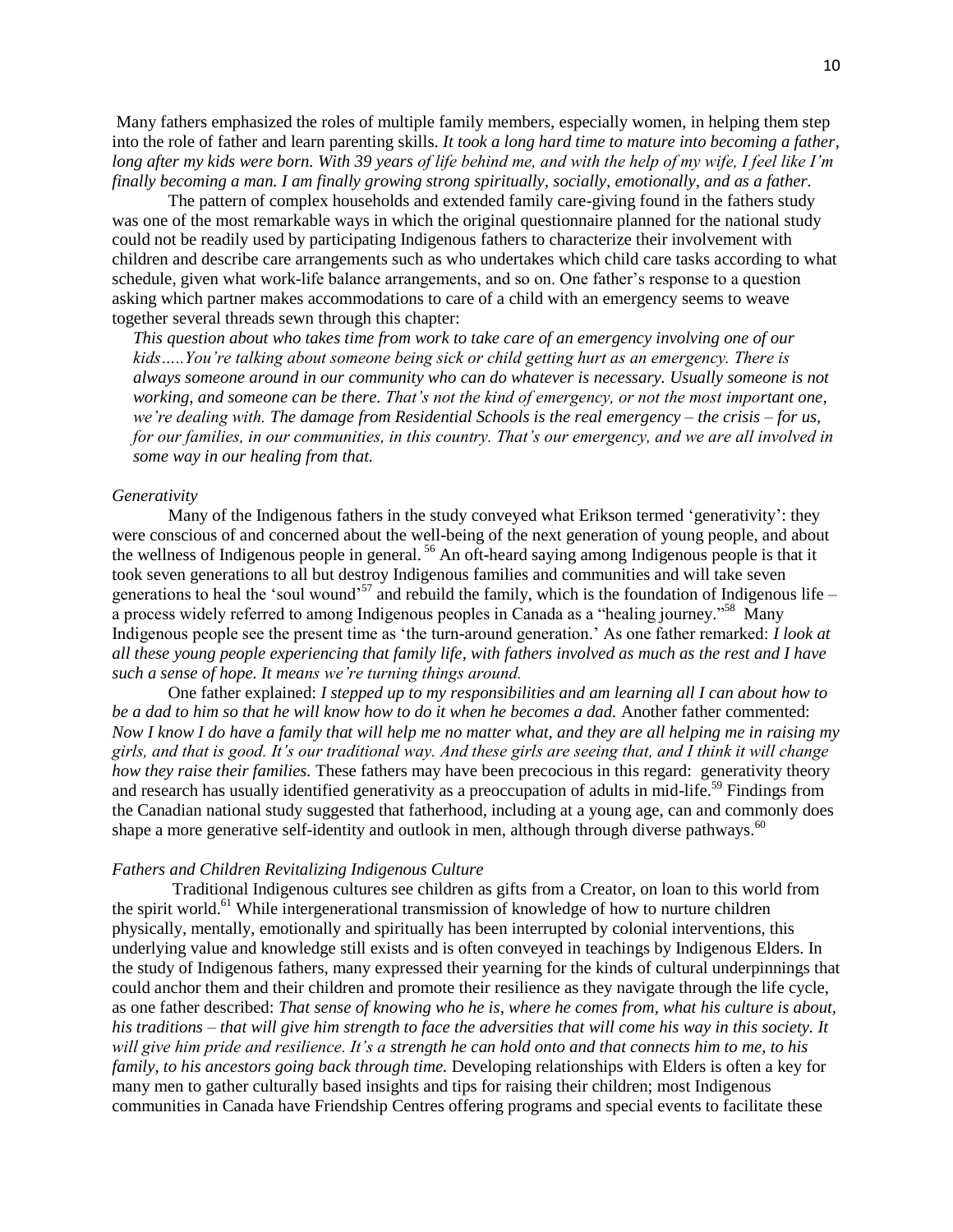Many fathers emphasized the roles of multiple family members, especially women, in helping them step into the role of father and learn parenting skills. *It took a long hard time to mature into becoming a father, long after my kids were born. With 39 years of life behind me, and with the help of my wife, I feel like I'm finally becoming a man. I am finally growing strong spiritually, socially, emotionally, and as a father.*

The pattern of complex households and extended family care-giving found in the fathers study was one of the most remarkable ways in which the original questionnaire planned for the national study could not be readily used by participating Indigenous fathers to characterize their involvement with children and describe care arrangements such as who undertakes which child care tasks according to what schedule, given what work-life balance arrangements, and so on. One father's response to a question asking which partner makes accommodations to care of a child with an emergency seems to weave together several threads sewn through this chapter:

> *This question about who takes time from work to take care of an emergency involving one of our kids…..You're talking about someone being sick or child getting hurt as an emergency. There is always someone around in our community who can do whatever is necessary. Usually someone is not working, and someone can be there. That's not the kind of emergency, or not the most important one, we're dealing with. The damage from Residential Schools is the real emergency – the crisis – for us, for our families, in our communities, in this country. That's our emergency, and we are all involved in some way in our healing from that.*

### *Generativity*

Many of the Indigenous fathers in the study conveyed what Erikson termed 'generativity': they were conscious of and concerned about the well-being of the next generation of young people, and about the wellness of Indigenous people in general. [56] An oft-heard saying among Indigenous people is that it took seven generations to all but destroy Indigenous families and communities and will take seven generations to heal the 'soul wound'[57] and rebuild the family, which is the foundation of Indigenous life – a process widely referred to among Indigenous peoples in Canada as a "healing journey."[58] Many Indigenous people see the present time as 'the turn-around generation.' As one father remarked: *I look at all these young people experiencing that family life, with fathers involved as much as the rest and I have such a sense of hope. It means we're turning things around.*

One father explained: *I stepped up to my responsibilities and am learning all I can about how to be a dad to him so that he will know how to do it when he becomes a dad.* Another father commented: *Now I know I do have a family that will help me no matter what, and they are all helping me in raising my girls, and that is good. It's our traditional way. And these girls are seeing that, and I think it will change how they raise their families.* These fathers may have been precocious in this regard: generativity theory and research has usually identified generativity as a preoccupation of adults in mid-life.[59] Findings from the Canadian national study suggested that fatherhood, including at a young age, can and commonly does shape a more generative self-identity and outlook in men, although through diverse pathways.[60]

### *Fathers and Children Revitalizing Indigenous Culture*

Traditional Indigenous cultures see children as gifts from a Creator, on loan to this world from the spirit world.[61] While intergenerational transmission of knowledge of how to nurture children physically, mentally, emotionally and spiritually has been interrupted by colonial interventions, this underlying value and knowledge still exists and is often conveyed in teachings by Indigenous Elders. In the study of Indigenous fathers, many expressed their yearning for the kinds of cultural underpinnings that could anchor them and their children and promote their resilience as they navigate through the life cycle, as one father described: *That sense of knowing who he is, where he comes from, what his culture is about, his traditions – that will give him strength to face the adversities that will come his way in this society. It will give him pride and resilience. It's a strength he can hold onto and that connects him to me, to his family, to his ancestors going back through time.* Developing relationships with Elders is often a key for many men to gather culturally based insights and tips for raising their children; most Indigenous communities in Canada have Friendship Centres offering programs and special events to facilitate these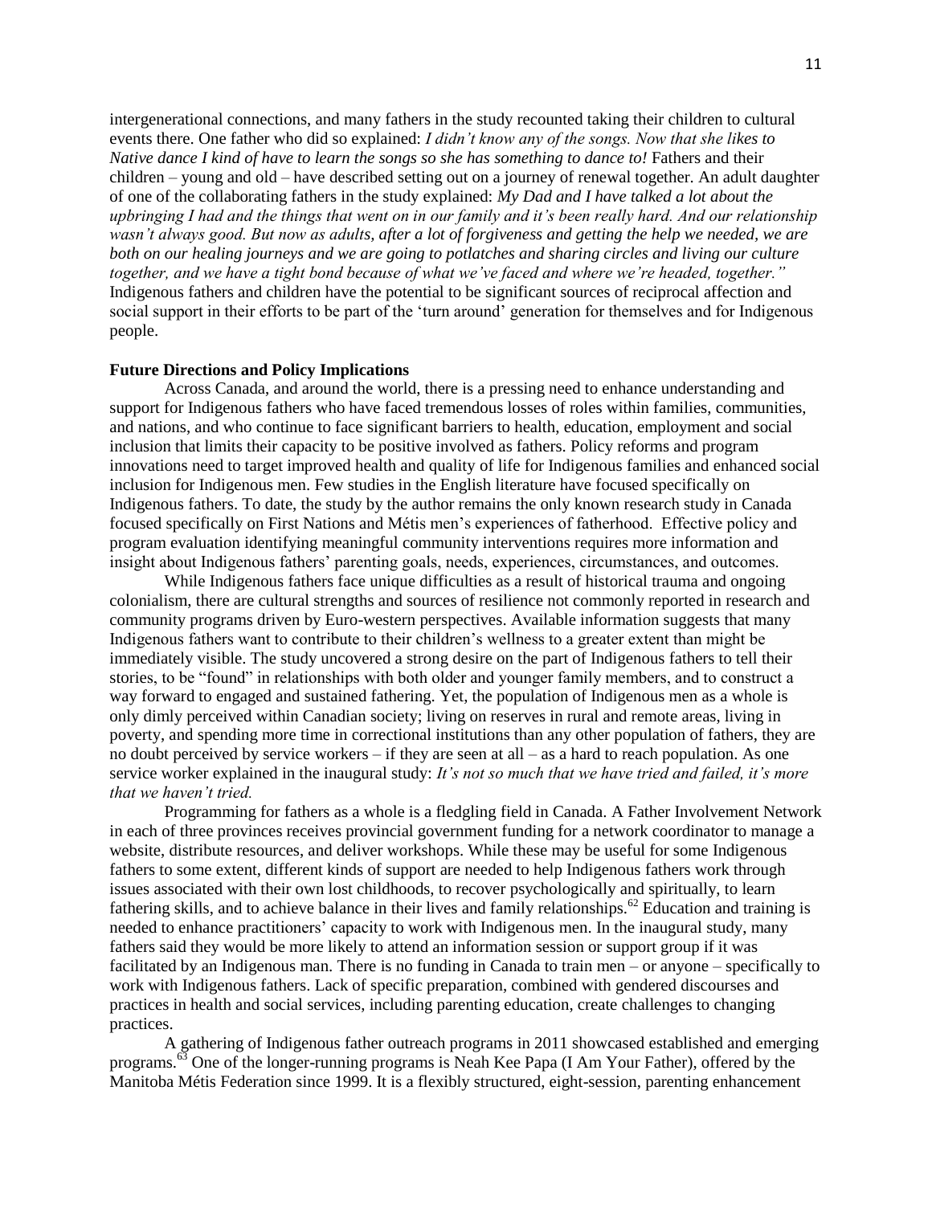intergenerational connections, and many fathers in the study recounted taking their children to cultural events there. One father who did so explained: *I didn't know any of the songs. Now that she likes to Native dance I kind of have to learn the songs so she has something to dance to!* Fathers and their children – young and old – have described setting out on a journey of renewal together. An adult daughter of one of the collaborating fathers in the study explained: *My Dad and I have talked a lot about the upbringing I had and the things that went on in our family and it's been really hard. And our relationship wasn't always good. But now as adults, after a lot of forgiveness and getting the help we needed, we are both on our healing journeys and we are going to potlatches and sharing circles and living our culture together, and we have a tight bond because of what we've faced and where we're headed, together."* Indigenous fathers and children have the potential to be significant sources of reciprocal affection and social support in their efforts to be part of the 'turn around' generation for themselves and for Indigenous people.

**Future Directions and Policy Implications**

Across Canada, and around the world, there is a pressing need to enhance understanding and support for Indigenous fathers who have faced tremendous losses of roles within families, communities, and nations, and who continue to face significant barriers to health, education, employment and social inclusion that limits their capacity to be positive involved as fathers. Policy reforms and program innovations need to target improved health and quality of life for Indigenous families and enhanced social inclusion for Indigenous men. Few studies in the English literature have focused specifically on Indigenous fathers. To date, the study by the author remains the only known research study in Canada focused specifically on First Nations and Métis men's experiences of fatherhood. Effective policy and program evaluation identifying meaningful community interventions requires more information and insight about Indigenous fathers' parenting goals, needs, experiences, circumstances, and outcomes.

While Indigenous fathers face unique difficulties as a result of historical trauma and ongoing colonialism, there are cultural strengths and sources of resilience not commonly reported in research and community programs driven by Euro-western perspectives. Available information suggests that many Indigenous fathers want to contribute to their children's wellness to a greater extent than might be immediately visible. The study uncovered a strong desire on the part of Indigenous fathers to tell their stories, to be "found" in relationships with both older and younger family members, and to construct a way forward to engaged and sustained fathering. Yet, the population of Indigenous men as a whole is only dimly perceived within Canadian society; living on reserves in rural and remote areas, living in poverty, and spending more time in correctional institutions than any other population of fathers, they are no doubt perceived by service workers – if they are seen at all – as a hard to reach population. As one service worker explained in the inaugural study: *It's not so much that we have tried and failed, it's more that we haven't tried.*

Programming for fathers as a whole is a fledgling field in Canada. A Father Involvement Network in each of three provinces receives provincial government funding for a network coordinator to manage a website, distribute resources, and deliver workshops. While these may be useful for some Indigenous fathers to some extent, different kinds of support are needed to help Indigenous fathers work through issues associated with their own lost childhoods, to recover psychologically and spiritually, to learn fathering skills, and to achieve balance in their lives and family relationships.[62] Education and training is needed to enhance practitioners' capacity to work with Indigenous men. In the inaugural study, many fathers said they would be more likely to attend an information session or support group if it was facilitated by an Indigenous man. There is no funding in Canada to train men – or anyone – specifically to work with Indigenous fathers. Lack of specific preparation, combined with gendered discourses and practices in health and social services, including parenting education, create challenges to changing practices.

A gathering of Indigenous father outreach programs in 2011 showcased established and emerging programs.[63] One of the longer-running programs is Neah Kee Papa (I Am Your Father), offered by the Manitoba Métis Federation since 1999. It is a flexibly structured, eight-session, parenting enhancement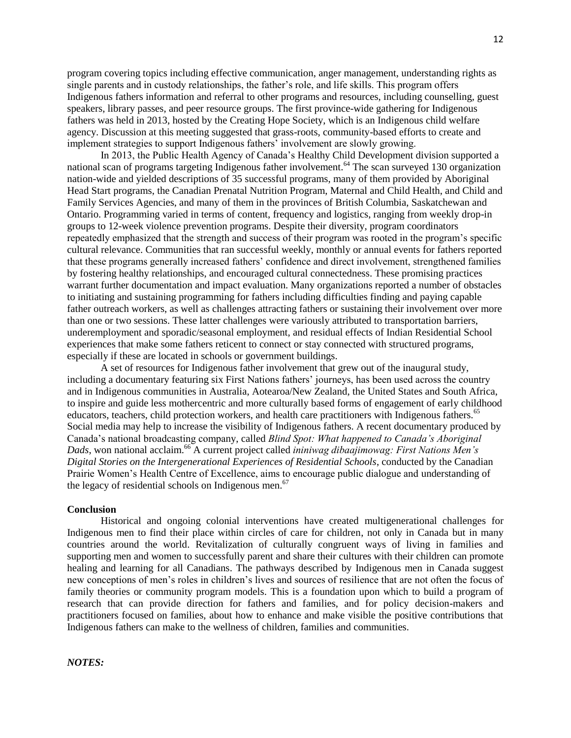program covering topics including effective communication, anger management, understanding rights as single parents and in custody relationships, the father's role, and life skills. This program offers Indigenous fathers information and referral to other programs and resources, including counselling, guest speakers, library passes, and peer resource groups. The first province-wide gathering for Indigenous fathers was held in 2013, hosted by the Creating Hope Society, which is an Indigenous child welfare agency. Discussion at this meeting suggested that grass-roots, community-based efforts to create and implement strategies to support Indigenous fathers' involvement are slowly growing.

In 2013, the Public Health Agency of Canada's Healthy Child Development division supported a national scan of programs targeting Indigenous father involvement.[64] The scan surveyed 130 organization nation-wide and yielded descriptions of 35 successful programs, many of them provided by Aboriginal Head Start programs, the Canadian Prenatal Nutrition Program, Maternal and Child Health, and Child and Family Services Agencies, and many of them in the provinces of British Columbia, Saskatchewan and Ontario. Programming varied in terms of content, frequency and logistics, ranging from weekly drop-in groups to 12-week violence prevention programs. Despite their diversity, program coordinators repeatedly emphasized that the strength and success of their program was rooted in the program's specific cultural relevance. Communities that ran successful weekly, monthly or annual events for fathers reported that these programs generally increased fathers' confidence and direct involvement, strengthened families by fostering healthy relationships, and encouraged cultural connectedness. These promising practices warrant further documentation and impact evaluation. Many organizations reported a number of obstacles to initiating and sustaining programming for fathers including difficulties finding and paying capable father outreach workers, as well as challenges attracting fathers or sustaining their involvement over more than one or two sessions. These latter challenges were variously attributed to transportation barriers, underemployment and sporadic/seasonal employment, and residual effects of Indian Residential School experiences that make some fathers reticent to connect or stay connected with structured programs, especially if these are located in schools or government buildings.

A set of resources for Indigenous father involvement that grew out of the inaugural study, including a documentary featuring six First Nations fathers' journeys, has been used across the country and in Indigenous communities in Australia, Aotearoa/New Zealand, the United States and South Africa, to inspire and guide less mothercentric and more culturally based forms of engagement of early childhood educators, teachers, child protection workers, and health care practitioners with Indigenous fathers.[65] Social media may help to increase the visibility of Indigenous fathers. A recent documentary produced by Canada's national broadcasting company, called *Blind Spot: What happened to Canada's Aboriginal Dads*, won national acclaim.[66] A current project called *ininiwag dibaajimowag: First Nations Men's Digital Stories on the Intergenerational Experiences of Residential Schools*, conducted by the Canadian Prairie Women's Health Centre of Excellence, aims to encourage public dialogue and understanding of the legacy of residential schools on Indigenous men.[67]

**Conclusion**

Historical and ongoing colonial interventions have created multigenerational challenges for Indigenous men to find their place within circles of care for children, not only in Canada but in many countries around the world. Revitalization of culturally congruent ways of living in families and supporting men and women to successfully parent and share their cultures with their children can promote healing and learning for all Canadians. The pathways described by Indigenous men in Canada suggest new conceptions of men's roles in children's lives and sources of resilience that are not often the focus of family theories or community program models. This is a foundation upon which to build a program of research that can provide direction for fathers and families, and for policy decision-makers and practitioners focused on families, about how to enhance and make visible the positive contributions that Indigenous fathers can make to the wellness of children, families and communities.

***NOTES:***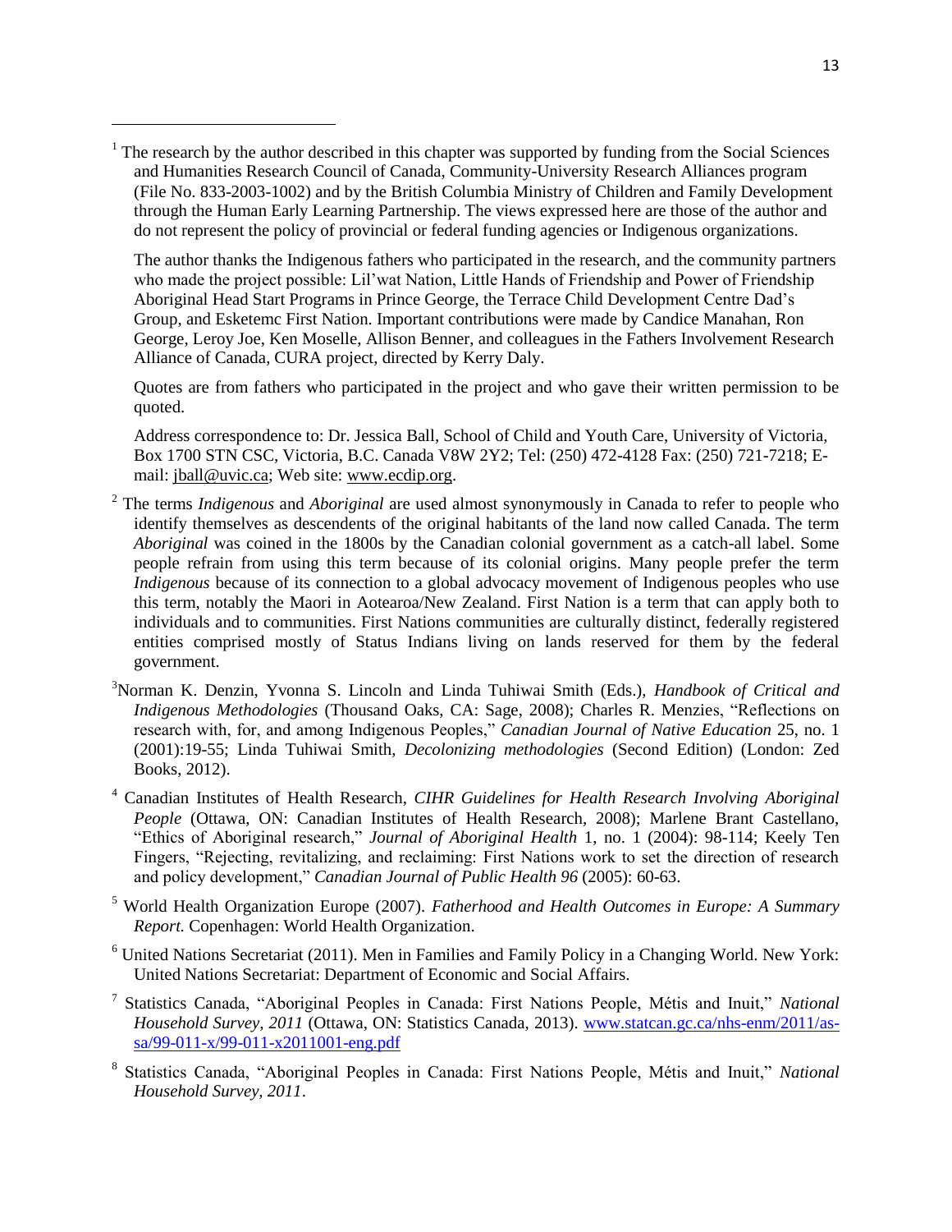[1] The research by the author described in this chapter was supported by funding from the Social Sciences and Humanities Research Council of Canada, Community-University Research Alliances program (File No. 833-2003-1002) and by the British Columbia Ministry of Children and Family Development through the Human Early Learning Partnership. The views expressed here are those of the author and do not represent the policy of provincial or federal funding agencies or Indigenous organizations.

The author thanks the Indigenous fathers who participated in the research, and the community partners who made the project possible: Lil'wat Nation, Little Hands of Friendship and Power of Friendship Aboriginal Head Start Programs in Prince George, the Terrace Child Development Centre Dad's Group, and Esketemc First Nation. Important contributions were made by Candice Manahan, Ron George, Leroy Joe, Ken Moselle, Allison Benner, and colleagues in the Fathers Involvement Research Alliance of Canada, CURA project, directed by Kerry Daly.

Quotes are from fathers who participated in the project and who gave their written permission to be quoted.

Address correspondence to: Dr. Jessica Ball, School of Child and Youth Care, University of Victoria, Box 1700 STN CSC, Victoria, B.C. Canada V8W 2Y2; Tel: (250) 472-4128 Fax: (250) 721-7218; E-mail: jball@uvic.ca; Web site: www.ecdip.org.

[2] The terms *Indigenous* and *Aboriginal* are used almost synonymously in Canada to refer to people who identify themselves as descendents of the original habitants of the land now called Canada. The term *Aboriginal* was coined in the 1800s by the Canadian colonial government as a catch-all label. Some people refrain from using this term because of its colonial origins. Many people prefer the term *Indigenous* because of its connection to a global advocacy movement of Indigenous peoples who use this term, notably the Maori in Aotearoa/New Zealand. First Nation is a term that can apply both to individuals and to communities. First Nations communities are culturally distinct, federally registered entities comprised mostly of Status Indians living on lands reserved for them by the federal government.

[3] Norman K. Denzin, Yvonna S. Lincoln and Linda Tuhiwai Smith (Eds.), *Handbook of Critical and Indigenous Methodologies* (Thousand Oaks, CA: Sage, 2008); Charles R. Menzies, "Reflections on research with, for, and among Indigenous Peoples," *Canadian Journal of Native Education* 25, no. 1 (2001):19-55; Linda Tuhiwai Smith, *Decolonizing methodologies* (Second Edition) (London: Zed Books, 2012).

[4] Canadian Institutes of Health Research, *CIHR Guidelines for Health Research Involving Aboriginal People* (Ottawa, ON: Canadian Institutes of Health Research, 2008); Marlene Brant Castellano, "Ethics of Aboriginal research," *Journal of Aboriginal Health* 1, no. 1 (2004): 98-114; Keely Ten Fingers, "Rejecting, revitalizing, and reclaiming: First Nations work to set the direction of research and policy development," *Canadian Journal of Public Health 96* (2005): 60-63.

[5] World Health Organization Europe (2007). *Fatherhood and Health Outcomes in Europe: A Summary Report.* Copenhagen: World Health Organization.

[6] United Nations Secretariat (2011). Men in Families and Family Policy in a Changing World. New York: United Nations Secretariat: Department of Economic and Social Affairs.

[7] Statistics Canada, "Aboriginal Peoples in Canada: First Nations People, Métis and Inuit," *National Household Survey, 2011* (Ottawa, ON: Statistics Canada, 2013). www.statcan.gc.ca/nhs-enm/2011/as-sa/99-011-x/99-011-x2011001-eng.pdf

[8] Statistics Canada, "Aboriginal Peoples in Canada: First Nations People, Métis and Inuit," *National Household Survey, 2011*.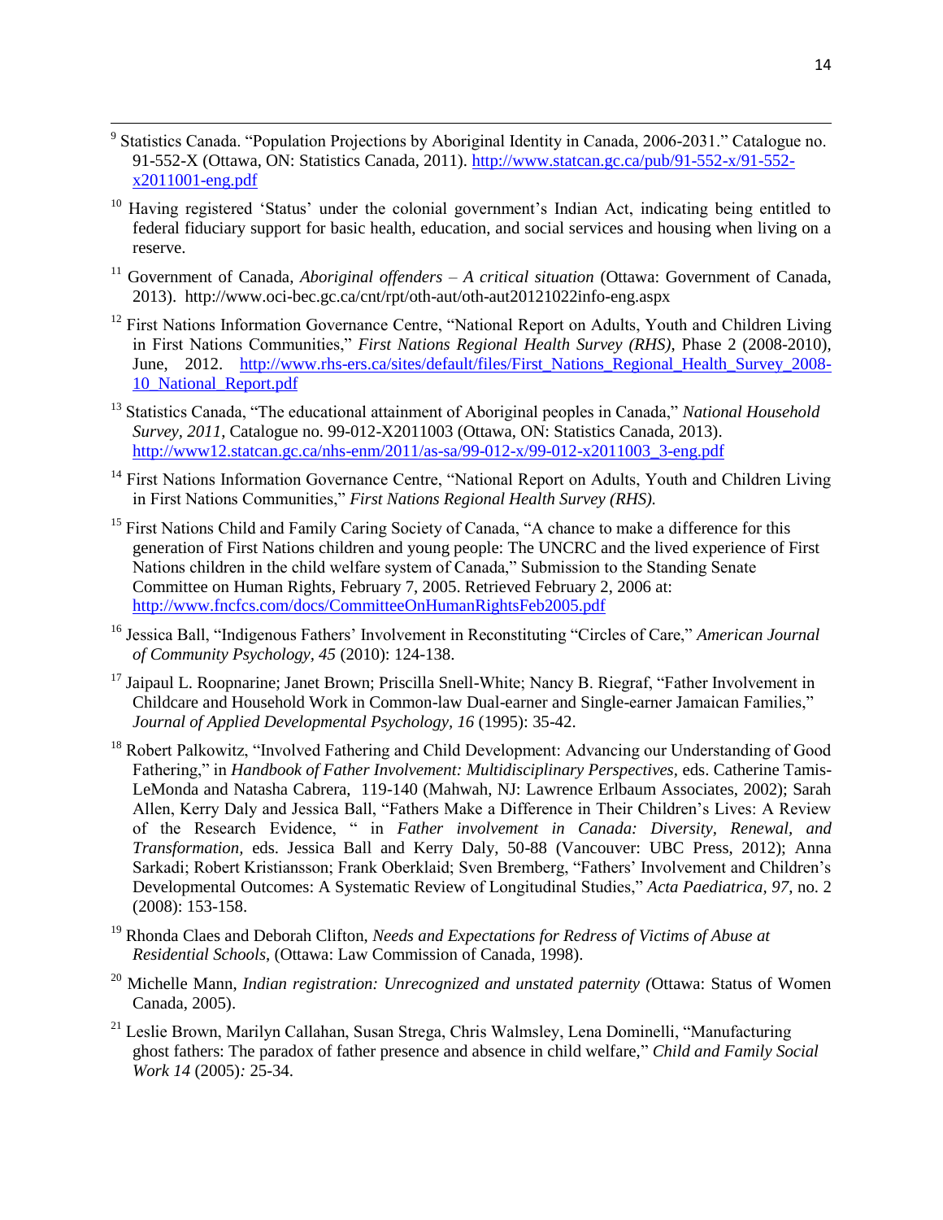[9] Statistics Canada. "Population Projections by Aboriginal Identity in Canada, 2006-2031." Catalogue no. 91-552-X (Ottawa, ON: Statistics Canada, 2011). http://www.statcan.gc.ca/pub/91-552-x/91-552-x2011001-eng.pdf

[10] Having registered 'Status' under the colonial government's Indian Act, indicating being entitled to federal fiduciary support for basic health, education, and social services and housing when living on a reserve.

[11] Government of Canada, *Aboriginal offenders – A critical situation* (Ottawa: Government of Canada, 2013). http://www.oci-bec.gc.ca/cnt/rpt/oth-aut/oth-aut20121022info-eng.aspx

[12] First Nations Information Governance Centre, "National Report on Adults, Youth and Children Living in First Nations Communities," *First Nations Regional Health Survey (RHS)*, Phase 2 (2008-2010), June, 2012. http://www.rhs-ers.ca/sites/default/files/First_Nations_Regional_Health_Survey_2008-10_National_Report.pdf

[13] Statistics Canada, "The educational attainment of Aboriginal peoples in Canada," *National Household Survey, 2011*, Catalogue no. 99-012-X2011003 (Ottawa, ON: Statistics Canada, 2013). http://www12.statcan.gc.ca/nhs-enm/2011/as-sa/99-012-x/99-012-x2011003_3-eng.pdf

[14] First Nations Information Governance Centre, "National Report on Adults, Youth and Children Living in First Nations Communities," *First Nations Regional Health Survey (RHS).*

[15] First Nations Child and Family Caring Society of Canada, "A chance to make a difference for this generation of First Nations children and young people: The UNCRC and the lived experience of First Nations children in the child welfare system of Canada," Submission to the Standing Senate Committee on Human Rights, February 7, 2005. Retrieved February 2, 2006 at: http://www.fncfcs.com/docs/CommitteeOnHumanRightsFeb2005.pdf

[16] Jessica Ball, "Indigenous Fathers' Involvement in Reconstituting "Circles of Care," *American Journal of Community Psychology, 45* (2010): 124-138.

[17] Jaipaul L. Roopnarine; Janet Brown; Priscilla Snell-White; Nancy B. Riegraf, "Father Involvement in Childcare and Household Work in Common-law Dual-earner and Single-earner Jamaican Families," *Journal of Applied Developmental Psychology, 16* (1995): 35-42.

[18] Robert Palkowitz, "Involved Fathering and Child Development: Advancing our Understanding of Good Fathering," in *Handbook of Father Involvement: Multidisciplinary Perspectives,* eds. Catherine Tamis-LeMonda and Natasha Cabrera, 119-140 (Mahwah, NJ: Lawrence Erlbaum Associates, 2002); Sarah Allen, Kerry Daly and Jessica Ball, "Fathers Make a Difference in Their Children's Lives: A Review of the Research Evidence, " in *Father involvement in Canada: Diversity, Renewal, and Transformation*, eds. Jessica Ball and Kerry Daly, 50-88 (Vancouver: UBC Press, 2012); Anna Sarkadi; Robert Kristiansson; Frank Oberklaid; Sven Bremberg, "Fathers' Involvement and Children's Developmental Outcomes: A Systematic Review of Longitudinal Studies," *Acta Paediatrica, 97,* no. 2 (2008): 153-158.

[19] Rhonda Claes and Deborah Clifton, *Needs and Expectations for Redress of Victims of Abuse at Residential Schools*, (Ottawa: Law Commission of Canada, 1998).

[20] Michelle Mann, *Indian registration: Unrecognized and unstated paternity (*Ottawa: Status of Women Canada, 2005).

[21] Leslie Brown, Marilyn Callahan, Susan Strega, Chris Walmsley, Lena Dominelli, "Manufacturing ghost fathers: The paradox of father presence and absence in child welfare," *Child and Family Social Work 14* (2005)*:* 25-34.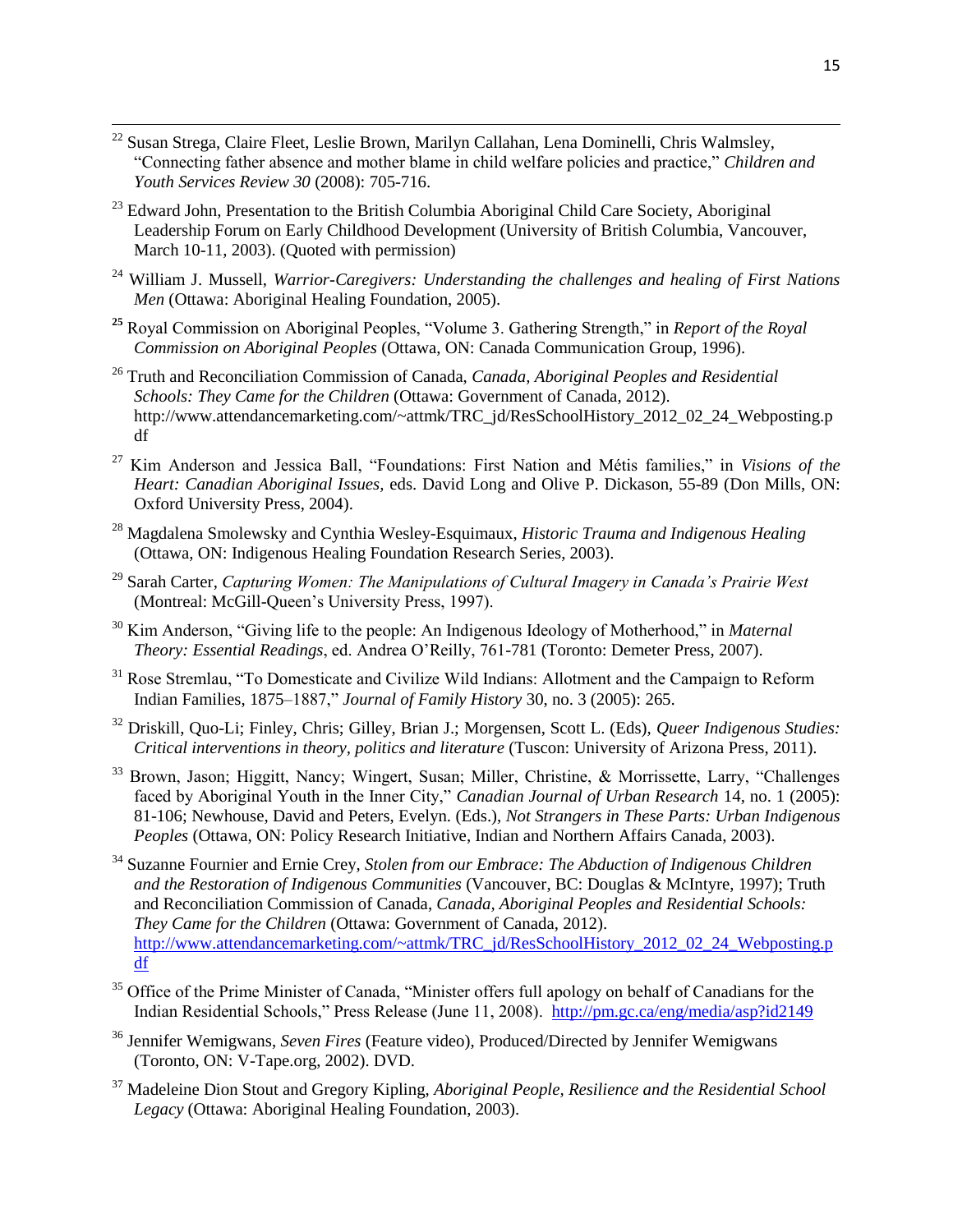[22] Susan Strega, Claire Fleet, Leslie Brown, Marilyn Callahan, Lena Dominelli, Chris Walmsley, "Connecting father absence and mother blame in child welfare policies and practice," *Children and Youth Services Review 30* (2008): 705-716.

[23] Edward John, Presentation to the British Columbia Aboriginal Child Care Society, Aboriginal Leadership Forum on Early Childhood Development (University of British Columbia, Vancouver, March 10-11, 2003). (Quoted with permission)

[24] William J. Mussell, *Warrior-Caregivers: Understanding the challenges and healing of First Nations Men* (Ottawa: Aboriginal Healing Foundation, 2005).

[25] Royal Commission on Aboriginal Peoples, "Volume 3. Gathering Strength," in *Report of the Royal Commission on Aboriginal Peoples* (Ottawa, ON: Canada Communication Group, 1996).

[26] Truth and Reconciliation Commission of Canada, *Canada, Aboriginal Peoples and Residential Schools: They Came for the Children* (Ottawa: Government of Canada, 2012). http://www.attendancemarketing.com/~attmk/TRC_jd/ResSchoolHistory_2012_02_24_Webposting.pdf

[27] Kim Anderson and Jessica Ball, "Foundations: First Nation and Métis families," in *Visions of the Heart: Canadian Aboriginal Issues*, eds. David Long and Olive P. Dickason, 55-89 (Don Mills, ON: Oxford University Press, 2004).

[28] Magdalena Smolewsky and Cynthia Wesley-Esquimaux, *Historic Trauma and Indigenous Healing* (Ottawa, ON: Indigenous Healing Foundation Research Series, 2003).

[29] Sarah Carter, *Capturing Women: The Manipulations of Cultural Imagery in Canada's Prairie West* (Montreal: McGill-Queen's University Press, 1997).

[30] Kim Anderson, "Giving life to the people: An Indigenous Ideology of Motherhood," in *Maternal Theory: Essential Readings*, ed. Andrea O'Reilly, 761-781 (Toronto: Demeter Press, 2007).

[31] Rose Stremlau, "To Domesticate and Civilize Wild Indians: Allotment and the Campaign to Reform Indian Families, 1875–1887," *Journal of Family History* 30, no. 3 (2005): 265.

[32] Driskill, Quo-Li; Finley, Chris; Gilley, Brian J.; Morgensen, Scott L. (Eds), *Queer Indigenous Studies: Critical interventions in theory, politics and literature* (Tuscon: University of Arizona Press, 2011).

[33] Brown, Jason; Higgitt, Nancy; Wingert, Susan; Miller, Christine, & Morrissette, Larry, "Challenges faced by Aboriginal Youth in the Inner City," *Canadian Journal of Urban Research* 14, no. 1 (2005): 81-106; Newhouse, David and Peters, Evelyn. (Eds.), *Not Strangers in These Parts: Urban Indigenous Peoples* (Ottawa, ON: Policy Research Initiative, Indian and Northern Affairs Canada, 2003).

[34] Suzanne Fournier and Ernie Crey, *Stolen from our Embrace: The Abduction of Indigenous Children and the Restoration of Indigenous Communities* (Vancouver, BC: Douglas & McIntyre, 1997); Truth and Reconciliation Commission of Canada, *Canada, Aboriginal Peoples and Residential Schools: They Came for the Children* (Ottawa: Government of Canada, 2012). http://www.attendancemarketing.com/~attmk/TRC_jd/ResSchoolHistory_2012_02_24_Webposting.pdf

[35] Office of the Prime Minister of Canada, "Minister offers full apology on behalf of Canadians for the Indian Residential Schools," Press Release (June 11, 2008). http://pm.gc.ca/eng/media/asp?id2149

[36] Jennifer Wemigwans, *Seven Fires* (Feature video), Produced/Directed by Jennifer Wemigwans (Toronto, ON: V-Tape.org, 2002). DVD.

[37] Madeleine Dion Stout and Gregory Kipling, *Aboriginal People, Resilience and the Residential School Legacy* (Ottawa: Aboriginal Healing Foundation, 2003).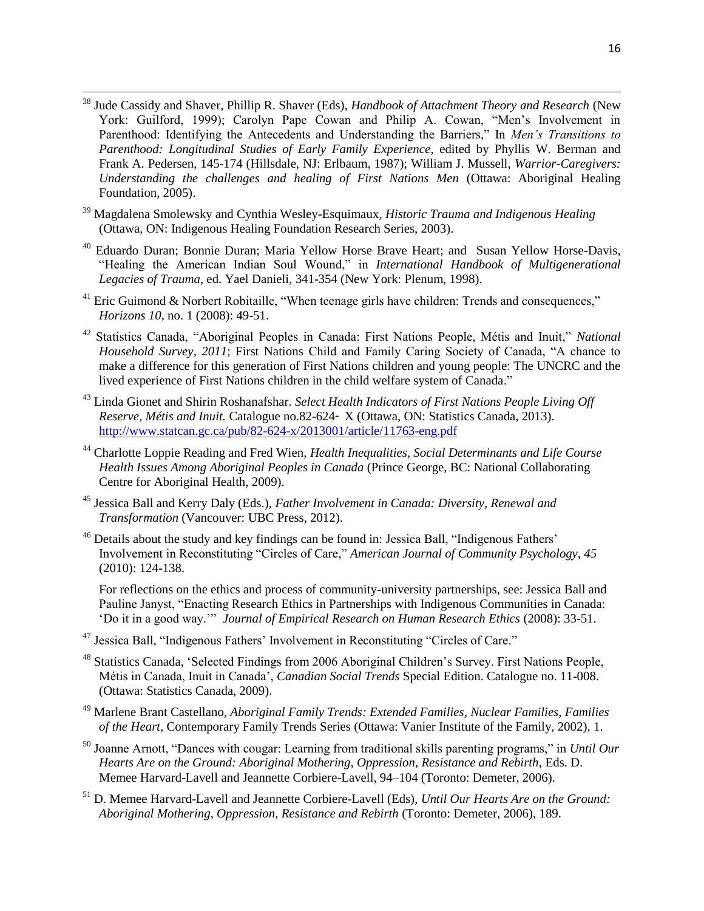[38] Jude Cassidy and Shaver, Phillip R. Shaver (Eds), *Handbook of Attachment Theory and Research* (New York: Guilford, 1999); Carolyn Pape Cowan and Philip A. Cowan, "Men's Involvement in Parenthood: Identifying the Antecedents and Understanding the Barriers," In *Men's Transitions to Parenthood: Longitudinal Studies of Early Family Experience*, edited by Phyllis W. Berman and Frank A. Pedersen, 145-174 (Hillsdale, NJ: Erlbaum, 1987); William J. Mussell, *Warrior-Caregivers: Understanding the challenges and healing of First Nations Men* (Ottawa: Aboriginal Healing Foundation, 2005).

[39] Magdalena Smolewsky and Cynthia Wesley-Esquimaux, *Historic Trauma and Indigenous Healing* (Ottawa, ON: Indigenous Healing Foundation Research Series, 2003).

[40] Eduardo Duran; Bonnie Duran; Maria Yellow Horse Brave Heart; and Susan Yellow Horse-Davis, "Healing the American Indian Soul Wound," in *International Handbook of Multigenerational Legacies of Trauma*, ed. Yael Danieli, 341-354 (New York: Plenum, 1998).

[41] Eric Guimond & Norbert Robitaille, "When teenage girls have children: Trends and consequences," *Horizons 10*, no. 1 (2008): 49-51.

[42] Statistics Canada, "Aboriginal Peoples in Canada: First Nations People, Métis and Inuit," *National Household Survey, 2011*; First Nations Child and Family Caring Society of Canada, "A chance to make a difference for this generation of First Nations children and young people: The UNCRC and the lived experience of First Nations children in the child welfare system of Canada."

[43] Linda Gionet and Shirin Roshanafshar. *Select Health Indicators of First Nations People Living Off Reserve, Métis and Inuit.* Catalogue no.82-624‐ X (Ottawa, ON: Statistics Canada, 2013). http://www.statcan.gc.ca/pub/82-624-x/2013001/article/11763-eng.pdf

[44] Charlotte Loppie Reading and Fred Wien, *Health Inequalities, Social Determinants and Life Course Health Issues Among Aboriginal Peoples in Canada* (Prince George, BC: National Collaborating Centre for Aboriginal Health, 2009).

[45] Jessica Ball and Kerry Daly (Eds.), *Father Involvement in Canada: Diversity, Renewal and Transformation* (Vancouver: UBC Press, 2012).

[46] Details about the study and key findings can be found in: Jessica Ball, "Indigenous Fathers' Involvement in Reconstituting "Circles of Care," *American Journal of Community Psychology, 45* (2010): 124-138.

For reflections on the ethics and process of community-university partnerships, see: Jessica Ball and Pauline Janyst, "Enacting Research Ethics in Partnerships with Indigenous Communities in Canada: 'Do it in a good way.'" *Journal of Empirical Research on Human Research Ethics* (2008): 33-51.

[47] Jessica Ball, "Indigenous Fathers' Involvement in Reconstituting "Circles of Care."

[48] Statistics Canada, 'Selected Findings from 2006 Aboriginal Children's Survey. First Nations People, Métis in Canada, Inuit in Canada', *Canadian Social Trends* Special Edition. Catalogue no. 11-008. (Ottawa: Statistics Canada, 2009).

[49] Marlene Brant Castellano, *Aboriginal Family Trends: Extended Families, Nuclear Families, Families of the Heart*, Contemporary Family Trends Series (Ottawa: Vanier Institute of the Family, 2002), 1.

[50] Joanne Arnott, "Dances with cougar: Learning from traditional skills parenting programs," in *Until Our Hearts Are on the Ground: Aboriginal Mothering, Oppression, Resistance and Rebirth*, Eds. D. Memee Harvard-Lavell and Jeannette Corbiere-Lavell, 94–104 (Toronto: Demeter, 2006).

[51] D. Memee Harvard-Lavell and Jeannette Corbiere-Lavell (Eds), *Until Our Hearts Are on the Ground: Aboriginal Mothering, Oppression, Resistance and Rebirth* (Toronto: Demeter, 2006), 189.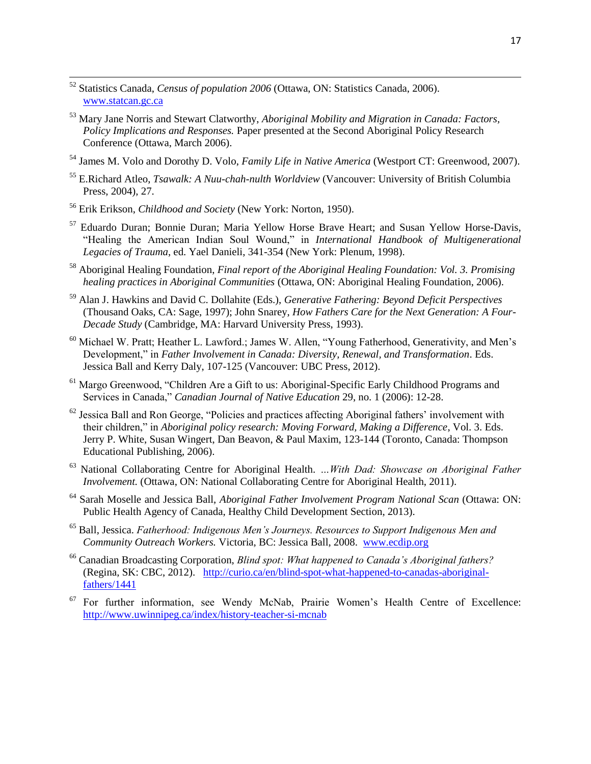[52] Statistics Canada, *Census of population 2006* (Ottawa, ON: Statistics Canada, 2006). www.statcan.gc.ca

[53] Mary Jane Norris and Stewart Clatworthy, *Aboriginal Mobility and Migration in Canada: Factors, Policy Implications and Responses.* Paper presented at the Second Aboriginal Policy Research Conference (Ottawa, March 2006).

[54] James M. Volo and Dorothy D. Volo, *Family Life in Native America* (Westport CT: Greenwood, 2007).

[55] E.Richard Atleo, *Tsawalk: A Nuu-chah-nulth Worldview* (Vancouver: University of British Columbia Press, 2004), 27.

[56] Erik Erikson, *Childhood and Society* (New York: Norton, 1950).

[57] Eduardo Duran; Bonnie Duran; Maria Yellow Horse Brave Heart; and Susan Yellow Horse-Davis, "Healing the American Indian Soul Wound," in *International Handbook of Multigenerational Legacies of Trauma*, ed. Yael Danieli, 341-354 (New York: Plenum, 1998).

[58] Aboriginal Healing Foundation, *Final report of the Aboriginal Healing Foundation: Vol. 3. Promising healing practices in Aboriginal Communities* (Ottawa, ON: Aboriginal Healing Foundation, 2006).

[59] Alan J. Hawkins and David C. Dollahite (Eds.), *Generative Fathering: Beyond Deficit Perspectives* (Thousand Oaks, CA: Sage, 1997); John Snarey, *How Fathers Care for the Next Generation: A Four-Decade Study* (Cambridge, MA: Harvard University Press, 1993).

[60] Michael W. Pratt; Heather L. Lawford.; James W. Allen, "Young Fatherhood, Generativity, and Men's Development," in *Father Involvement in Canada: Diversity, Renewal, and Transformation*. Eds. Jessica Ball and Kerry Daly, 107-125 (Vancouver: UBC Press, 2012).

[61] Margo Greenwood, "Children Are a Gift to us: Aboriginal-Specific Early Childhood Programs and Services in Canada," *Canadian Journal of Native Education* 29, no. 1 (2006): 12-28.

[62] Jessica Ball and Ron George, "Policies and practices affecting Aboriginal fathers' involvement with their children," in *Aboriginal policy research: Moving Forward, Making a Difference*, Vol. 3. Eds. Jerry P. White, Susan Wingert, Dan Beavon, & Paul Maxim, 123-144 (Toronto, Canada: Thompson Educational Publishing, 2006).

[63] National Collaborating Centre for Aboriginal Health. *…With Dad: Showcase on Aboriginal Father Involvement.* (Ottawa, ON: National Collaborating Centre for Aboriginal Health, 2011).

[64] Sarah Moselle and Jessica Ball, *Aboriginal Father Involvement Program National Scan* (Ottawa: ON: Public Health Agency of Canada, Healthy Child Development Section, 2013).

[65] Ball, Jessica. *Fatherhood: Indigenous Men's Journeys. Resources to Support Indigenous Men and Community Outreach Workers.* Victoria, BC: Jessica Ball, 2008. www.ecdip.org

[66] Canadian Broadcasting Corporation, *Blind spot: What happened to Canada's Aboriginal fathers?* (Regina, SK: CBC, 2012). http://curio.ca/en/blind-spot-what-happened-to-canadas-aboriginal-fathers/1441

[67] For further information, see Wendy McNab, Prairie Women's Health Centre of Excellence: http://www.uwinnipeg.ca/index/history-teacher-si-mcnab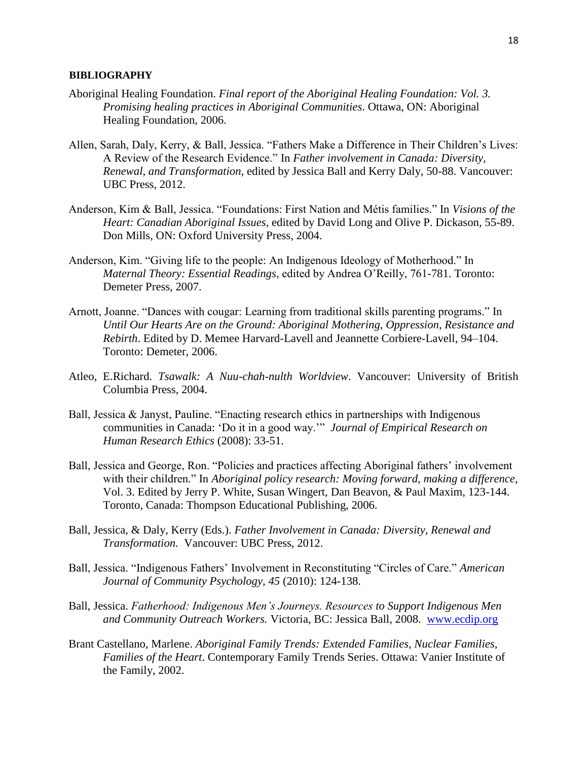**BIBLIOGRAPHY**

Aboriginal Healing Foundation. *Final report of the Aboriginal Healing Foundation: Vol. 3. Promising healing practices in Aboriginal Communities*. Ottawa, ON: Aboriginal Healing Foundation, 2006.

Allen, Sarah, Daly, Kerry, & Ball, Jessica. "Fathers Make a Difference in Their Children's Lives: A Review of the Research Evidence." In *Father involvement in Canada: Diversity, Renewal, and Transformation,* edited by Jessica Ball and Kerry Daly, 50-88. Vancouver: UBC Press, 2012.

Anderson, Kim & Ball, Jessica. "Foundations: First Nation and Métis families." In *Visions of the Heart: Canadian Aboriginal Issues,* edited by David Long and Olive P. Dickason, 55-89. Don Mills, ON: Oxford University Press, 2004.

Anderson, Kim. "Giving life to the people: An Indigenous Ideology of Motherhood." In *Maternal Theory: Essential Readings*, edited by Andrea O'Reilly, 761-781. Toronto: Demeter Press, 2007.

Arnott, Joanne. "Dances with cougar: Learning from traditional skills parenting programs." In *Until Our Hearts Are on the Ground: Aboriginal Mothering, Oppression, Resistance and Rebirth*. Edited by D. Memee Harvard-Lavell and Jeannette Corbiere-Lavell, 94–104. Toronto: Demeter, 2006.

Atleo, E.Richard. *Tsawalk: A Nuu-chah-nulth Worldview*. Vancouver: University of British Columbia Press, 2004.

Ball, Jessica & Janyst, Pauline. "Enacting research ethics in partnerships with Indigenous communities in Canada: 'Do it in a good way.'" *Journal of Empirical Research on Human Research Ethics* (2008): 33-51.

Ball, Jessica and George, Ron. "Policies and practices affecting Aboriginal fathers' involvement with their children." In *Aboriginal policy research: Moving forward, making a difference*, Vol. 3. Edited by Jerry P. White, Susan Wingert, Dan Beavon, & Paul Maxim, 123-144. Toronto, Canada: Thompson Educational Publishing, 2006.

Ball, Jessica, & Daly, Kerry (Eds.). *Father Involvement in Canada: Diversity, Renewal and Transformation.* Vancouver: UBC Press, 2012.

Ball, Jessica. "Indigenous Fathers' Involvement in Reconstituting "Circles of Care." *American Journal of Community Psychology, 45* (2010): 124-138.

Ball, Jessica. *Fatherhood: Indigenous Men's Journeys. Resources to Support Indigenous Men and Community Outreach Workers.* Victoria, BC: Jessica Ball, 2008. www.ecdip.org

Brant Castellano, Marlene. *Aboriginal Family Trends: Extended Families, Nuclear Families, Families of the Heart*. Contemporary Family Trends Series. Ottawa: Vanier Institute of the Family, 2002.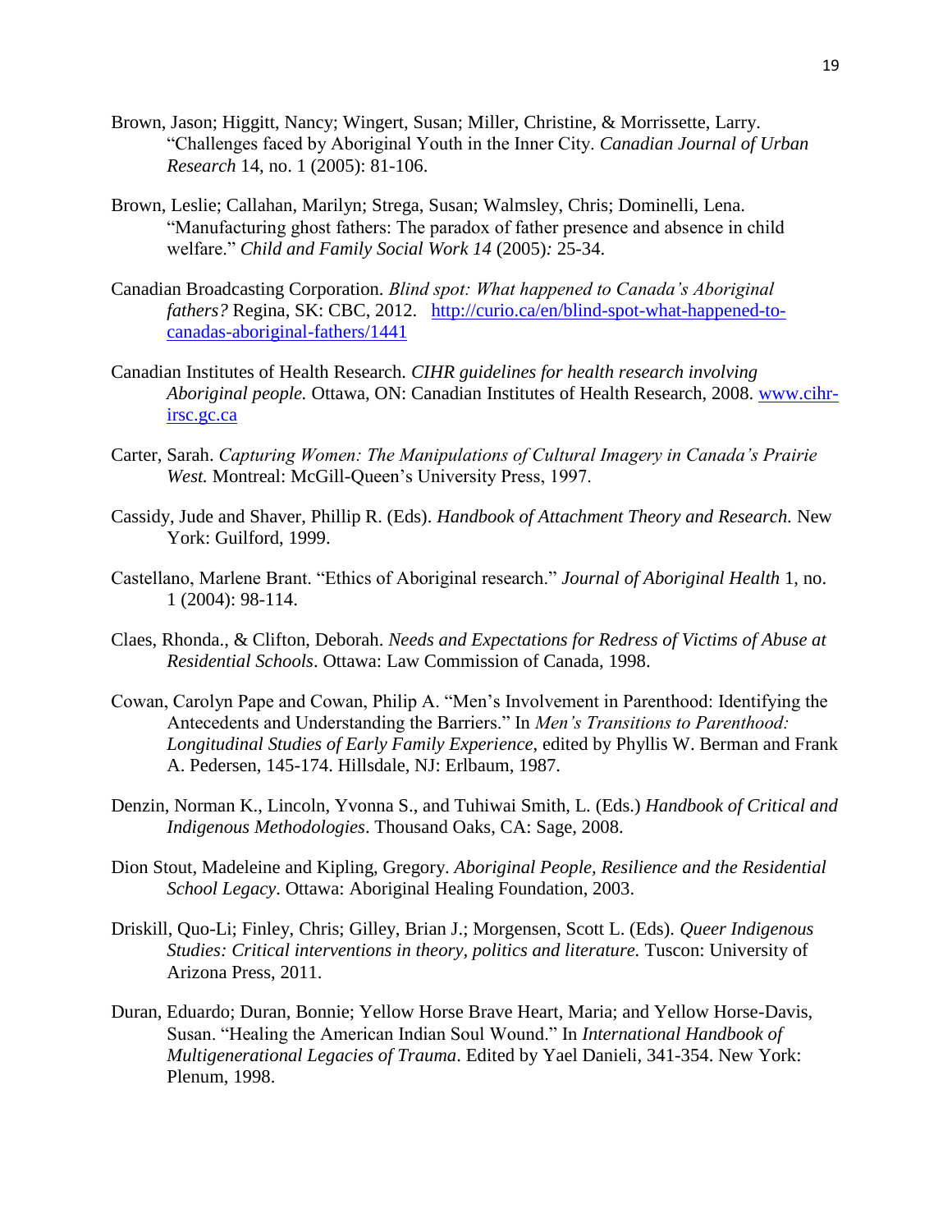Brown, Jason; Higgitt, Nancy; Wingert, Susan; Miller, Christine, & Morrissette, Larry. "Challenges faced by Aboriginal Youth in the Inner City. *Canadian Journal of Urban Research* 14, no. 1 (2005): 81-106.

Brown, Leslie; Callahan, Marilyn; Strega, Susan; Walmsley, Chris; Dominelli, Lena. "Manufacturing ghost fathers: The paradox of father presence and absence in child welfare." *Child and Family Social Work 14* (2005): 25-34.

Canadian Broadcasting Corporation. *Blind spot: What happened to Canada's Aboriginal fathers?* Regina, SK: CBC, 2012. [http://curio.ca/en/blind-spot-what-happened-to-canadas-aboriginal-fathers/1441](http://curio.ca/en/blind-spot-what-happened-to-canadas-aboriginal-fathers/1441)

Canadian Institutes of Health Research. *CIHR guidelines for health research involving Aboriginal people.* Ottawa, ON: Canadian Institutes of Health Research, 2008. [www.cihr-irsc.gc.ca](www.cihr-irsc.gc.ca)

Carter, Sarah. *Capturing Women: The Manipulations of Cultural Imagery in Canada's Prairie West.* Montreal: McGill-Queen's University Press, 1997.

Cassidy, Jude and Shaver, Phillip R. (Eds). *Handbook of Attachment Theory and Research*. New York: Guilford, 1999.

Castellano, Marlene Brant. "Ethics of Aboriginal research." *Journal of Aboriginal Health* 1, no. 1 (2004): 98-114.

Claes, Rhonda., & Clifton, Deborah. *Needs and Expectations for Redress of Victims of Abuse at Residential Schools*. Ottawa: Law Commission of Canada, 1998.

Cowan, Carolyn Pape and Cowan, Philip A. "Men's Involvement in Parenthood: Identifying the Antecedents and Understanding the Barriers." In *Men's Transitions to Parenthood: Longitudinal Studies of Early Family Experience*, edited by Phyllis W. Berman and Frank A. Pedersen, 145-174. Hillsdale, NJ: Erlbaum, 1987.

Denzin, Norman K., Lincoln, Yvonna S., and Tuhiwai Smith, L. (Eds.) *Handbook of Critical and Indigenous Methodologies*. Thousand Oaks, CA: Sage, 2008.

Dion Stout, Madeleine and Kipling, Gregory. *Aboriginal People, Resilience and the Residential School Legacy*. Ottawa: Aboriginal Healing Foundation, 2003.

Driskill, Quo-Li; Finley, Chris; Gilley, Brian J.; Morgensen, Scott L. (Eds). *Queer Indigenous Studies: Critical interventions in theory, politics and literature.* Tuscon: University of Arizona Press, 2011.

Duran, Eduardo; Duran, Bonnie; Yellow Horse Brave Heart, Maria; and Yellow Horse-Davis, Susan. "Healing the American Indian Soul Wound." In *International Handbook of Multigenerational Legacies of Trauma*. Edited by Yael Danieli, 341-354. New York: Plenum, 1998.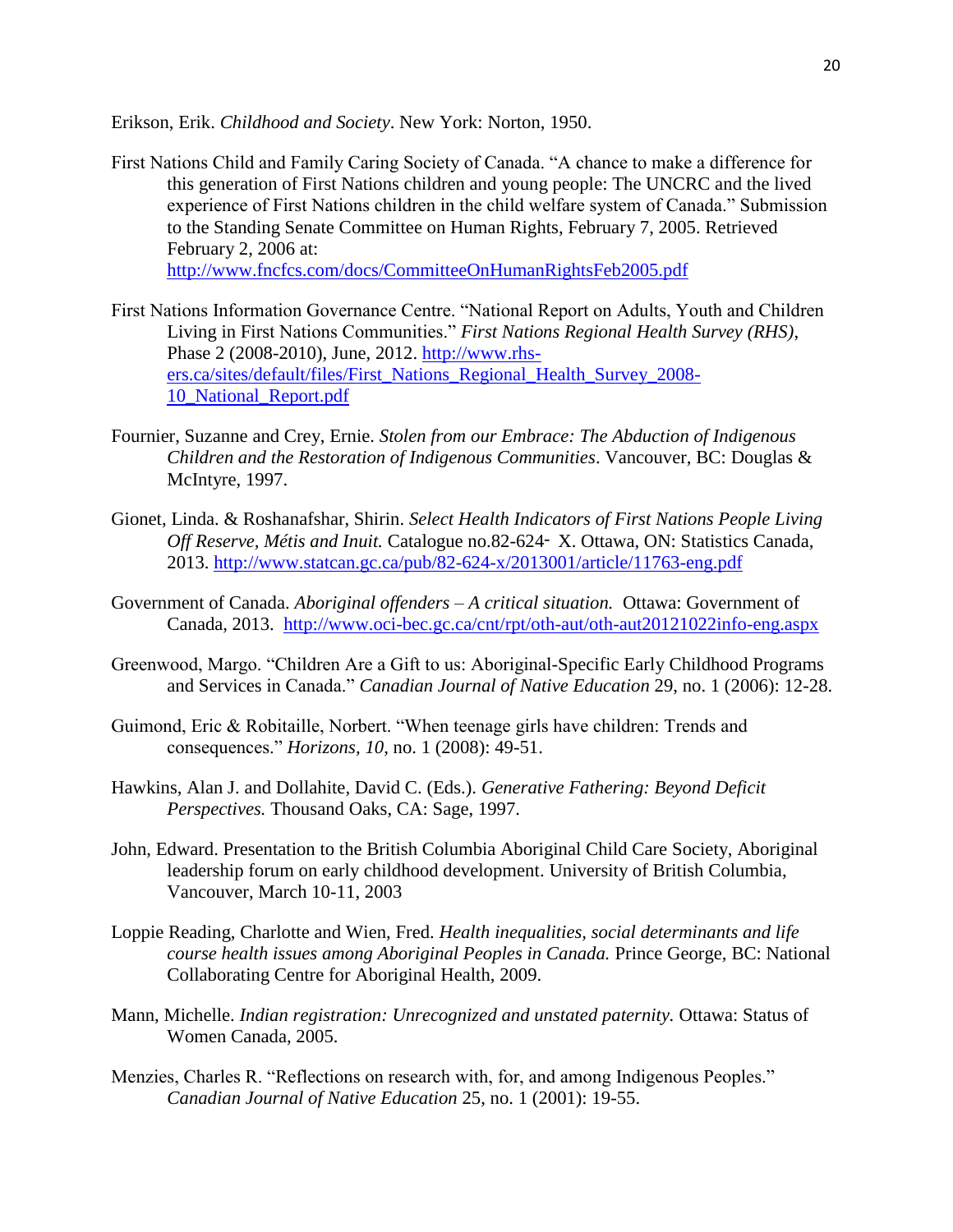Erikson, Erik. *Childhood and Society*. New York: Norton, 1950.

First Nations Child and Family Caring Society of Canada. "A chance to make a difference for this generation of First Nations children and young people: The UNCRC and the lived experience of First Nations children in the child welfare system of Canada." Submission to the Standing Senate Committee on Human Rights, February 7, 2005. Retrieved February 2, 2006 at: http://www.fncfcs.com/docs/CommitteeOnHumanRightsFeb2005.pdf

First Nations Information Governance Centre. "National Report on Adults, Youth and Children Living in First Nations Communities." *First Nations Regional Health Survey (RHS)*, Phase 2 (2008-2010), June, 2012. http://www.rhs-ers.ca/sites/default/files/First_Nations_Regional_Health_Survey_2008-10_National_Report.pdf

Fournier, Suzanne and Crey, Ernie. *Stolen from our Embrace: The Abduction of Indigenous Children and the Restoration of Indigenous Communities*. Vancouver, BC: Douglas & McIntyre, 1997.

Gionet, Linda. & Roshanafshar, Shirin. *Select Health Indicators of First Nations People Living Off Reserve, Métis and Inuit.* Catalogue no.82-624‐ X. Ottawa, ON: Statistics Canada, 2013. http://www.statcan.gc.ca/pub/82-624-x/2013001/article/11763-eng.pdf

Government of Canada. *Aboriginal offenders – A critical situation.* Ottawa: Government of Canada, 2013. http://www.oci-bec.gc.ca/cnt/rpt/oth-aut/oth-aut20121022info-eng.aspx

Greenwood, Margo. "Children Are a Gift to us: Aboriginal-Specific Early Childhood Programs and Services in Canada." *Canadian Journal of Native Education* 29, no. 1 (2006): 12-28.

Guimond, Eric & Robitaille, Norbert. "When teenage girls have children: Trends and consequences." *Horizons, 10*, no. 1 (2008): 49-51.

Hawkins, Alan J. and Dollahite, David C. (Eds.). *Generative Fathering: Beyond Deficit Perspectives.* Thousand Oaks, CA: Sage, 1997.

John, Edward. Presentation to the British Columbia Aboriginal Child Care Society, Aboriginal leadership forum on early childhood development. University of British Columbia, Vancouver, March 10-11, 2003

Loppie Reading, Charlotte and Wien, Fred. *Health inequalities, social determinants and life course health issues among Aboriginal Peoples in Canada.* Prince George, BC: National Collaborating Centre for Aboriginal Health, 2009.

Mann, Michelle. *Indian registration: Unrecognized and unstated paternity.* Ottawa: Status of Women Canada, 2005.

Menzies, Charles R. "Reflections on research with, for, and among Indigenous Peoples." *Canadian Journal of Native Education* 25, no. 1 (2001): 19-55.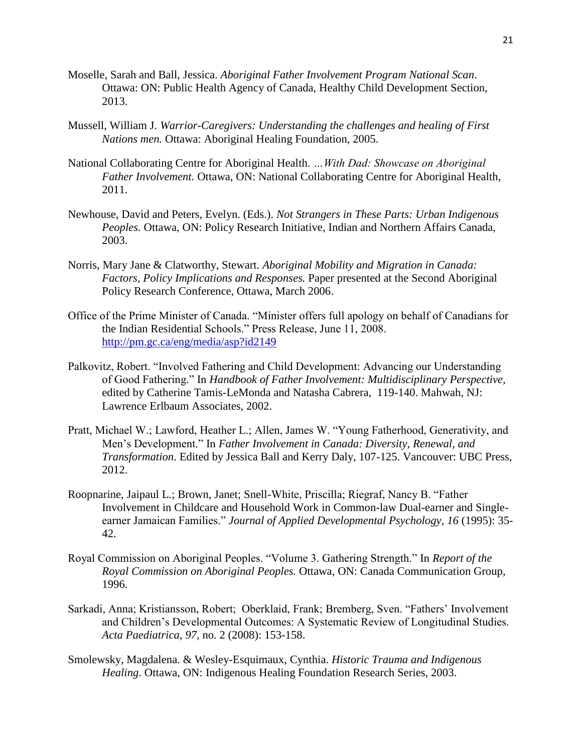Moselle, Sarah and Ball, Jessica. *Aboriginal Father Involvement Program National Scan*. Ottawa: ON: Public Health Agency of Canada, Healthy Child Development Section, 2013.

Mussell, William J. *Warrior-Caregivers: Understanding the challenges and healing of First Nations men.* Ottawa: Aboriginal Healing Foundation, 2005.

National Collaborating Centre for Aboriginal Health. *…With Dad: Showcase on Aboriginal Father Involvement.* Ottawa, ON: National Collaborating Centre for Aboriginal Health, 2011.

Newhouse, David and Peters, Evelyn. (Eds.). *Not Strangers in These Parts: Urban Indigenous Peoples.* Ottawa, ON: Policy Research Initiative, Indian and Northern Affairs Canada, 2003.

Norris, Mary Jane & Clatworthy, Stewart. *Aboriginal Mobility and Migration in Canada: Factors, Policy Implications and Responses.* Paper presented at the Second Aboriginal Policy Research Conference, Ottawa, March 2006.

Office of the Prime Minister of Canada. "Minister offers full apology on behalf of Canadians for the Indian Residential Schools." Press Release, June 11, 2008. http://pm.gc.ca/eng/media/asp?id2149

Palkovitz, Robert. "Involved Fathering and Child Development: Advancing our Understanding of Good Fathering." In *Handbook of Father Involvement: Multidisciplinary Perspective,* edited by Catherine Tamis-LeMonda and Natasha Cabrera, 119-140. Mahwah, NJ: Lawrence Erlbaum Associates, 2002.

Pratt, Michael W.; Lawford, Heather L.; Allen, James W. "Young Fatherhood, Generativity, and Men's Development." In *Father Involvement in Canada: Diversity, Renewal, and Transformation*. Edited by Jessica Ball and Kerry Daly, 107-125. Vancouver: UBC Press, 2012.

Roopnarine, Jaipaul L.; Brown, Janet; Snell-White, Priscilla; Riegraf, Nancy B. "Father Involvement in Childcare and Household Work in Common-law Dual-earner and Single-earner Jamaican Families." *Journal of Applied Developmental Psychology, 16* (1995): 35-42.

Royal Commission on Aboriginal Peoples. "Volume 3. Gathering Strength." In *Report of the Royal Commission on Aboriginal Peoples.* Ottawa, ON: Canada Communication Group, 1996.

Sarkadi, Anna; Kristiansson, Robert; Oberklaid, Frank; Bremberg, Sven. "Fathers' Involvement and Children's Developmental Outcomes: A Systematic Review of Longitudinal Studies. *Acta Paediatrica, 97*, no. 2 (2008): 153-158.

Smolewsky, Magdalena. & Wesley-Esquimaux, Cynthia. *Historic Trauma and Indigenous Healing*. Ottawa, ON: Indigenous Healing Foundation Research Series, 2003.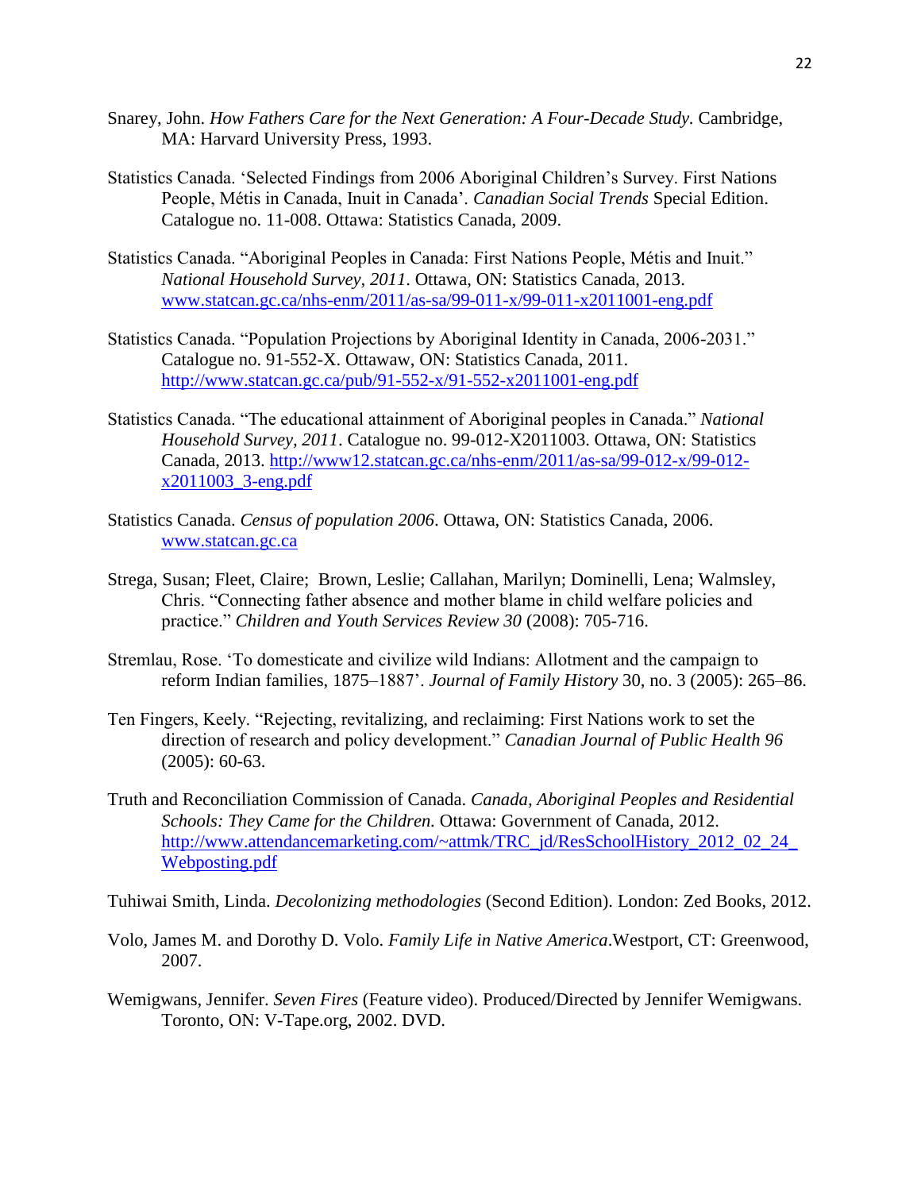Snarey, John. *How Fathers Care for the Next Generation: A Four-Decade Study.* Cambridge, MA: Harvard University Press, 1993.

Statistics Canada. 'Selected Findings from 2006 Aboriginal Children's Survey. First Nations People, Métis in Canada, Inuit in Canada'. *Canadian Social Trends* Special Edition. Catalogue no. 11-008. Ottawa: Statistics Canada, 2009.

Statistics Canada. "Aboriginal Peoples in Canada: First Nations People, Métis and Inuit." *National Household Survey, 2011*. Ottawa, ON: Statistics Canada, 2013. www.statcan.gc.ca/nhs-enm/2011/as-sa/99-011-x/99-011-x2011001-eng.pdf

Statistics Canada. "Population Projections by Aboriginal Identity in Canada, 2006-2031." Catalogue no. 91-552-X. Ottawaw, ON: Statistics Canada, 2011. http://www.statcan.gc.ca/pub/91-552-x/91-552-x2011001-eng.pdf

Statistics Canada. "The educational attainment of Aboriginal peoples in Canada." *National Household Survey, 2011*. Catalogue no. 99-012-X2011003. Ottawa, ON: Statistics Canada, 2013. http://www12.statcan.gc.ca/nhs-enm/2011/as-sa/99-012-x/99-012-x2011003_3-eng.pdf

Statistics Canada. *Census of population 2006*. Ottawa, ON: Statistics Canada, 2006. www.statcan.gc.ca

Strega, Susan; Fleet, Claire; Brown, Leslie; Callahan, Marilyn; Dominelli, Lena; Walmsley, Chris. "Connecting father absence and mother blame in child welfare policies and practice." *Children and Youth Services Review 30* (2008): 705-716.

Stremlau, Rose. 'To domesticate and civilize wild Indians: Allotment and the campaign to reform Indian families, 1875–1887'. *Journal of Family History* 30, no. 3 (2005): 265–86.

Ten Fingers, Keely. "Rejecting, revitalizing, and reclaiming: First Nations work to set the direction of research and policy development." *Canadian Journal of Public Health 96* (2005): 60-63.

Truth and Reconciliation Commission of Canada. *Canada, Aboriginal Peoples and Residential Schools: They Came for the Children.* Ottawa: Government of Canada, 2012. http://www.attendancemarketing.com/~attmk/TRC_jd/ResSchoolHistory_2012_02_24_Webposting.pdf

Tuhiwai Smith, Linda. *Decolonizing methodologies* (Second Edition). London: Zed Books, 2012.

Volo, James M. and Dorothy D. Volo. *Family Life in Native America*.Westport, CT: Greenwood, 2007.

Wemigwans, Jennifer. *Seven Fires* (Feature video). Produced/Directed by Jennifer Wemigwans. Toronto, ON: V-Tape.org, 2002. DVD.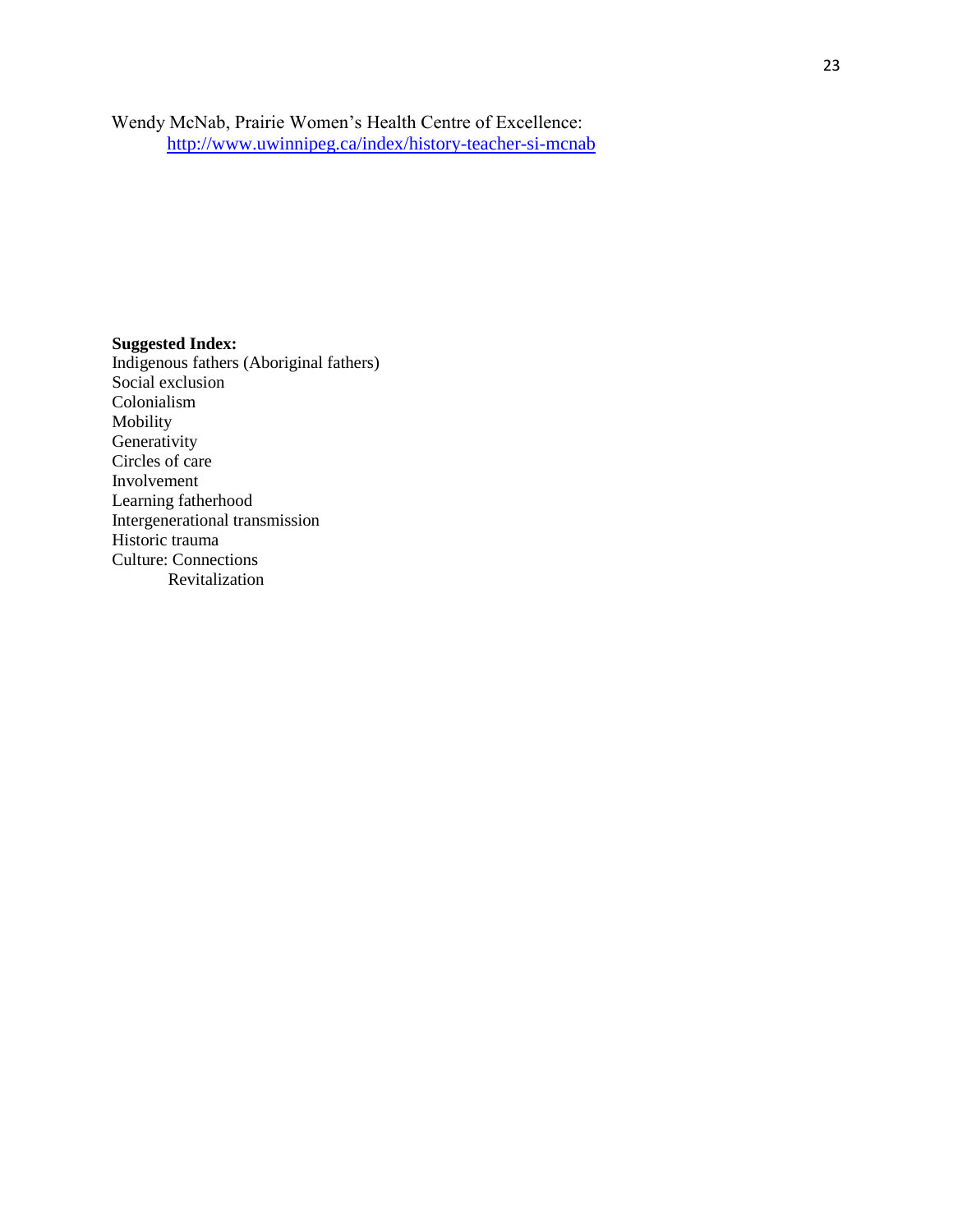Wendy McNab, Prairie Women's Health Centre of Excellence:
http://www.uwinnipeg.ca/index/history-teacher-si-mcnab

**Suggested Index:**

Indigenous fathers (Aboriginal fathers)
Social exclusion
Colonialism
Mobility
Generativity
Circles of care
Involvement
Learning fatherhood
Intergenerational transmission
Historic trauma
Culture: Connections
Revitalization